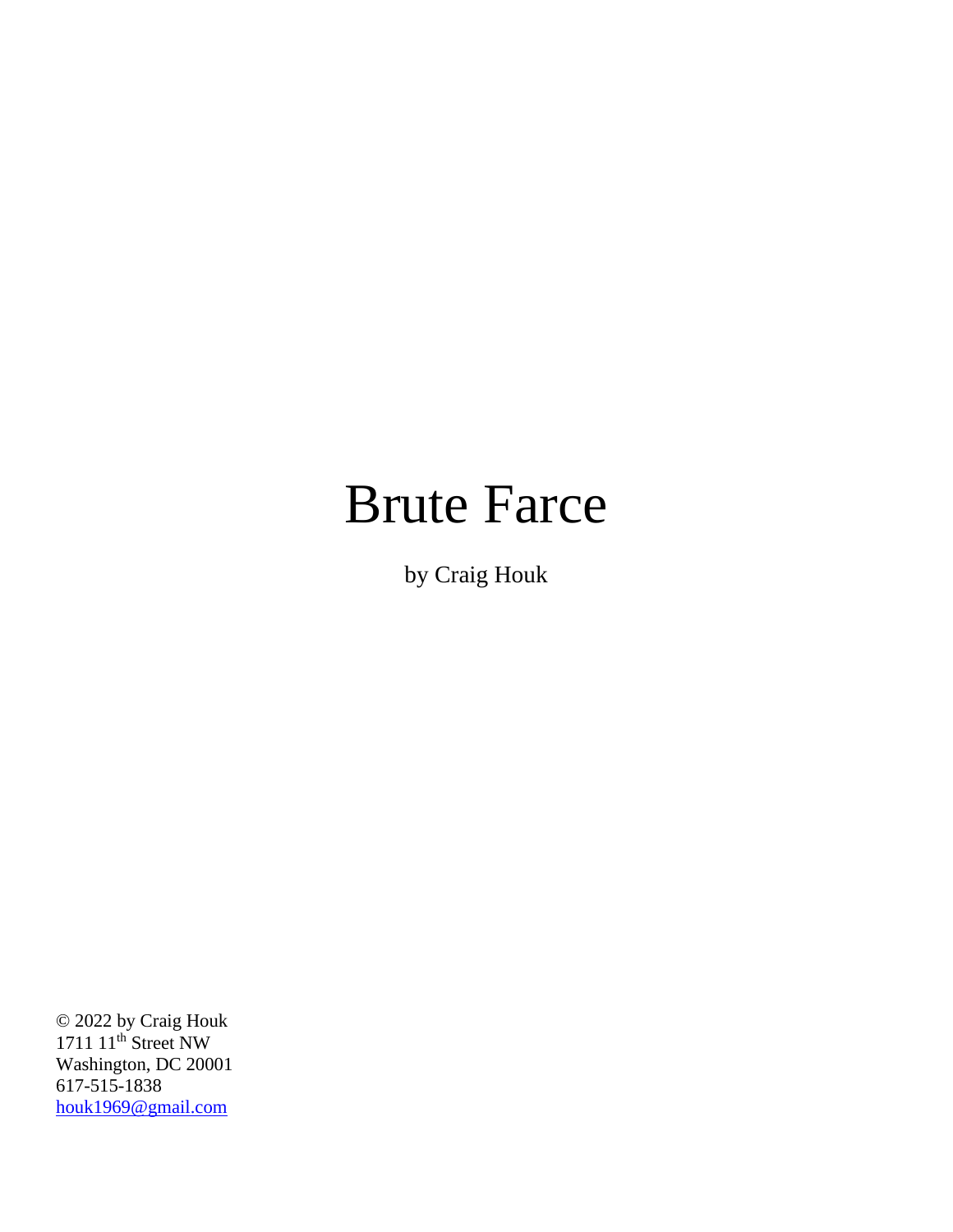# Brute Farce

by Craig Houk

© 2022 by Craig Houk
1711 11th Street NW
Washington, DC 20001
617-515-1838
houk1969@gmail.com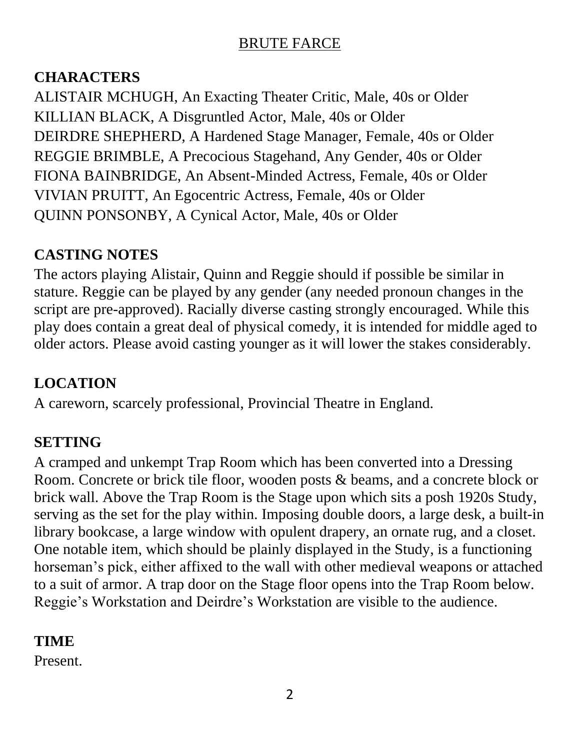<u>BRUTE FARCE</u>

**CHARACTERS**

ALISTAIR MCHUGH, An Exacting Theater Critic, Male, 40s or Older
KILLIAN BLACK, A Disgruntled Actor, Male, 40s or Older
DEIRDRE SHEPHERD, A Hardened Stage Manager, Female, 40s or Older
REGGIE BRIMBLE, A Precocious Stagehand, Any Gender, 40s or Older
FIONA BAINBRIDGE, An Absent-Minded Actress, Female, 40s or Older
VIVIAN PRUITT, An Egocentric Actress, Female, 40s or Older
QUINN PONSONBY, A Cynical Actor, Male, 40s or Older

**CASTING NOTES**

The actors playing Alistair, Quinn and Reggie should if possible be similar in stature. Reggie can be played by any gender (any needed pronoun changes in the script are pre-approved). Racially diverse casting strongly encouraged. While this play does contain a great deal of physical comedy, it is intended for middle aged to older actors. Please avoid casting younger as it will lower the stakes considerably.

**LOCATION**

A careworn, scarcely professional, Provincial Theatre in England.

**SETTING**

A cramped and unkempt Trap Room which has been converted into a Dressing Room. Concrete or brick tile floor, wooden posts & beams, and a concrete block or brick wall. Above the Trap Room is the Stage upon which sits a posh 1920s Study, serving as the set for the play within. Imposing double doors, a large desk, a built-in library bookcase, a large window with opulent drapery, an ornate rug, and a closet. One notable item, which should be plainly displayed in the Study, is a functioning horseman's pick, either affixed to the wall with other medieval weapons or attached to a suit of armor. A trap door on the Stage floor opens into the Trap Room below. Reggie's Workstation and Deirdre's Workstation are visible to the audience.

**TIME**

Present.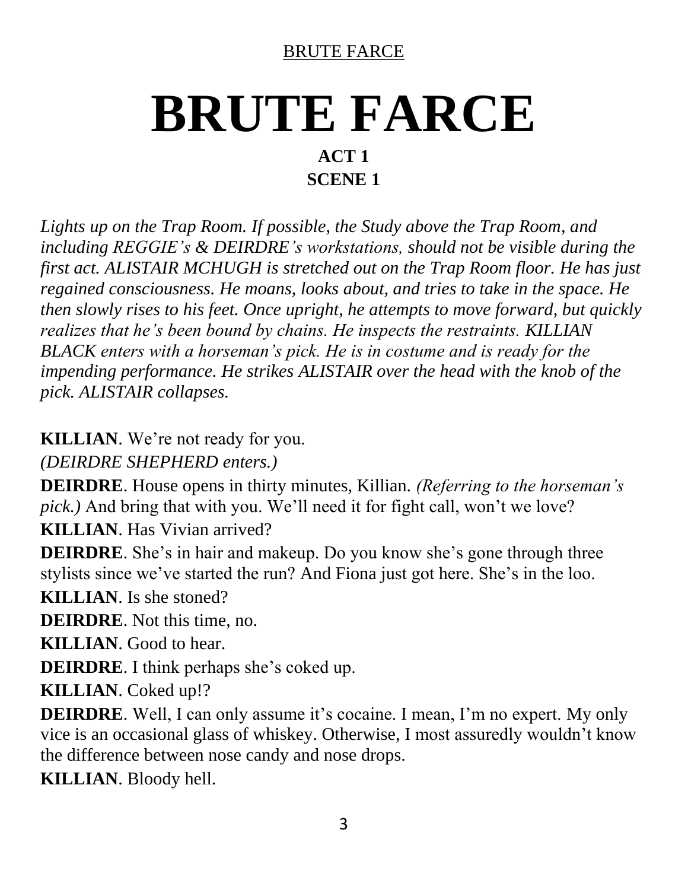# BRUTE FARCE

**ACT 1**
**SCENE 1**

*Lights up on the Trap Room. If possible, the Study above the Trap Room, and including REGGIE's & DEIRDRE's workstations, should not be visible during the first act. ALISTAIR MCHUGH is stretched out on the Trap Room floor. He has just regained consciousness. He moans, looks about, and tries to take in the space. He then slowly rises to his feet. Once upright, he attempts to move forward, but quickly realizes that he's been bound by chains. He inspects the restraints. KILLIAN BLACK enters with a horseman's pick. He is in costume and is ready for the impending performance. He strikes ALISTAIR over the head with the knob of the pick. ALISTAIR collapses.*

**KILLIAN**. We're not ready for you.

*(DEIRDRE SHEPHERD enters.)*

**DEIRDRE**. House opens in thirty minutes, Killian. *(Referring to the horseman's pick.)* And bring that with you. We'll need it for fight call, won't we love?

**KILLIAN**. Has Vivian arrived?

**DEIRDRE**. She's in hair and makeup. Do you know she's gone through three stylists since we've started the run? And Fiona just got here. She's in the loo.

**KILLIAN**. Is she stoned?

**DEIRDRE**. Not this time, no.

**KILLIAN**. Good to hear.

**DEIRDRE**. I think perhaps she's coked up.

**KILLIAN**. Coked up!?

**DEIRDRE**. Well, I can only assume it's cocaine. I mean, I'm no expert. My only vice is an occasional glass of whiskey. Otherwise, I most assuredly wouldn't know the difference between nose candy and nose drops.

**KILLIAN**. Bloody hell.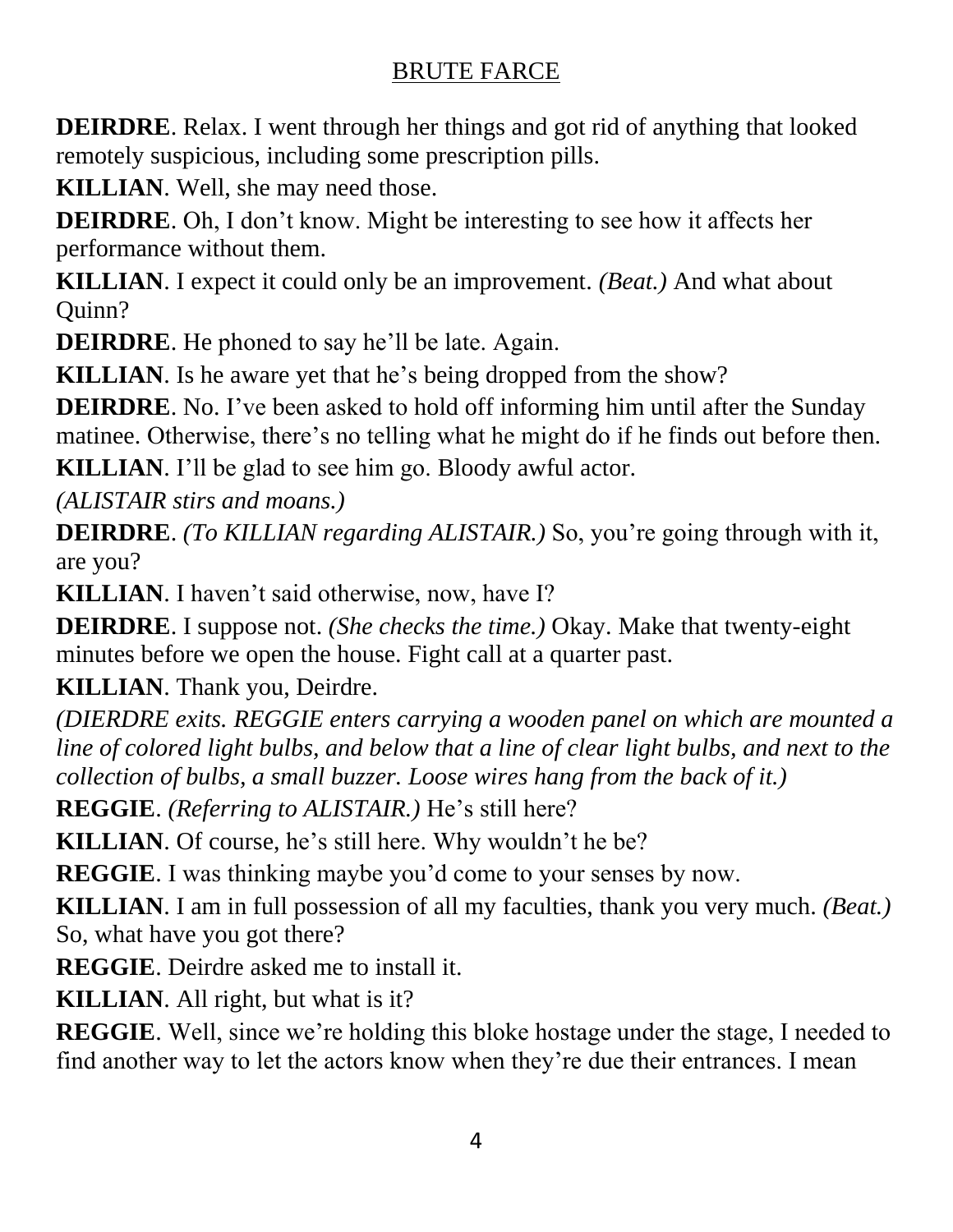**DEIRDRE**. Relax. I went through her things and got rid of anything that looked remotely suspicious, including some prescription pills.

**KILLIAN**. Well, she may need those.

**DEIRDRE**. Oh, I don't know. Might be interesting to see how it affects her performance without them.

**KILLIAN**. I expect it could only be an improvement. *(Beat.)* And what about Quinn?

**DEIRDRE**. He phoned to say he'll be late. Again.

**KILLIAN**. Is he aware yet that he's being dropped from the show?

**DEIRDRE**. No. I've been asked to hold off informing him until after the Sunday matinee. Otherwise, there's no telling what he might do if he finds out before then.

**KILLIAN**. I'll be glad to see him go. Bloody awful actor.

*(ALISTAIR stirs and moans.)*

**DEIRDRE**. *(To KILLIAN regarding ALISTAIR.)* So, you're going through with it, are you?

**KILLIAN**. I haven't said otherwise, now, have I?

**DEIRDRE**. I suppose not. *(She checks the time.)* Okay. Make that twenty-eight minutes before we open the house. Fight call at a quarter past.

**KILLIAN**. Thank you, Deirdre.

*(DIERDRE exits. REGGIE enters carrying a wooden panel on which are mounted a line of colored light bulbs, and below that a line of clear light bulbs, and next to the collection of bulbs, a small buzzer. Loose wires hang from the back of it.)*

**REGGIE**. *(Referring to ALISTAIR.)* He's still here?

**KILLIAN**. Of course, he's still here. Why wouldn't he be?

**REGGIE**. I was thinking maybe you'd come to your senses by now.

**KILLIAN**. I am in full possession of all my faculties, thank you very much. *(Beat.)* So, what have you got there?

**REGGIE**. Deirdre asked me to install it.

**KILLIAN**. All right, but what is it?

**REGGIE**. Well, since we're holding this bloke hostage under the stage, I needed to find another way to let the actors know when they're due their entrances. I mean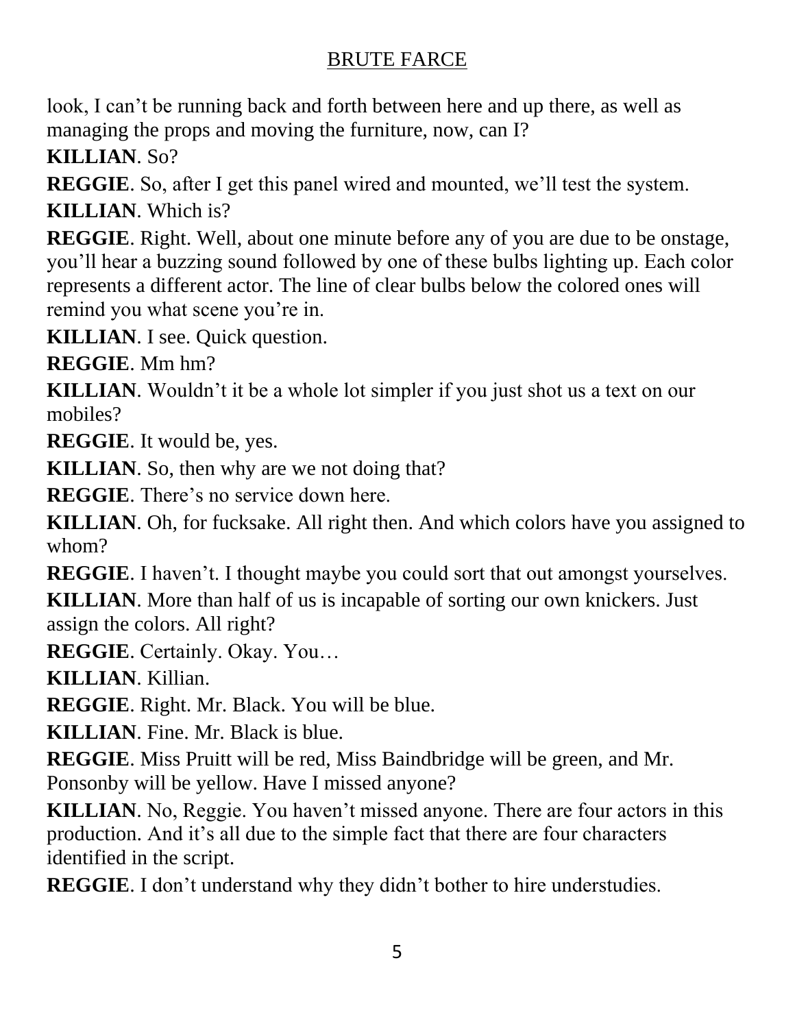look, I can't be running back and forth between here and up there, as well as managing the props and moving the furniture, now, can I?

**KILLIAN**. So?

**REGGIE**. So, after I get this panel wired and mounted, we'll test the system.

**KILLIAN**. Which is?

**REGGIE**. Right. Well, about one minute before any of you are due to be onstage, you'll hear a buzzing sound followed by one of these bulbs lighting up. Each color represents a different actor. The line of clear bulbs below the colored ones will remind you what scene you're in.

**KILLIAN**. I see. Quick question.

**REGGIE**. Mm hm?

**KILLIAN**. Wouldn't it be a whole lot simpler if you just shot us a text on our mobiles?

**REGGIE**. It would be, yes.

**KILLIAN**. So, then why are we not doing that?

**REGGIE**. There's no service down here.

**KILLIAN**. Oh, for fucksake. All right then. And which colors have you assigned to whom?

**REGGIE**. I haven't. I thought maybe you could sort that out amongst yourselves.

**KILLIAN**. More than half of us is incapable of sorting our own knickers. Just assign the colors. All right?

**REGGIE**. Certainly. Okay. You…

**KILLIAN**. Killian.

**REGGIE**. Right. Mr. Black. You will be blue.

**KILLIAN**. Fine. Mr. Black is blue.

**REGGIE**. Miss Pruitt will be red, Miss Baindbridge will be green, and Mr. Ponsonby will be yellow. Have I missed anyone?

**KILLIAN**. No, Reggie. You haven't missed anyone. There are four actors in this production. And it's all due to the simple fact that there are four characters identified in the script.

**REGGIE**. I don't understand why they didn't bother to hire understudies.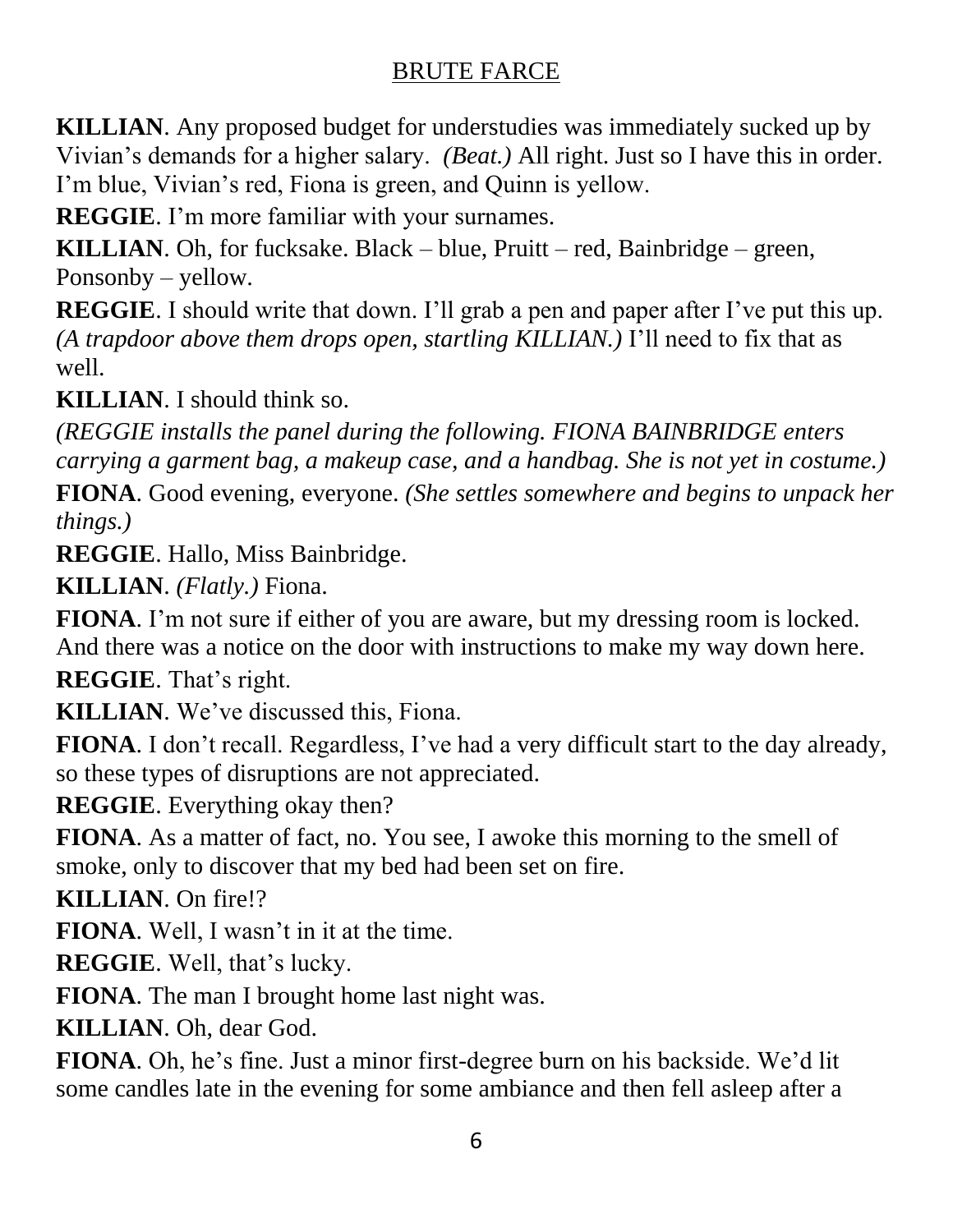**KILLIAN**. Any proposed budget for understudies was immediately sucked up by Vivian's demands for a higher salary. *(Beat.)* All right. Just so I have this in order. I'm blue, Vivian's red, Fiona is green, and Quinn is yellow.

**REGGIE**. I'm more familiar with your surnames.

**KILLIAN**. Oh, for fucksake. Black – blue, Pruitt – red, Bainbridge – green, Ponsonby – yellow.

**REGGIE**. I should write that down. I'll grab a pen and paper after I've put this up. *(A trapdoor above them drops open, startling KILLIAN.)* I'll need to fix that as well.

**KILLIAN**. I should think so.

*(REGGIE installs the panel during the following. FIONA BAINBRIDGE enters carrying a garment bag, a makeup case, and a handbag. She is not yet in costume.)*

**FIONA**. Good evening, everyone. *(She settles somewhere and begins to unpack her things.)*

**REGGIE**. Hallo, Miss Bainbridge.

**KILLIAN**. *(Flatly.)* Fiona.

**FIONA**. I'm not sure if either of you are aware, but my dressing room is locked. And there was a notice on the door with instructions to make my way down here.

**REGGIE**. That's right.

**KILLIAN**. We've discussed this, Fiona.

**FIONA**. I don't recall. Regardless, I've had a very difficult start to the day already, so these types of disruptions are not appreciated.

**REGGIE**. Everything okay then?

**FIONA**. As a matter of fact, no. You see, I awoke this morning to the smell of smoke, only to discover that my bed had been set on fire.

**KILLIAN**. On fire!?

**FIONA**. Well, I wasn't in it at the time.

**REGGIE**. Well, that's lucky.

**FIONA**. The man I brought home last night was.

**KILLIAN**. Oh, dear God.

**FIONA**. Oh, he's fine. Just a minor first-degree burn on his backside. We'd lit some candles late in the evening for some ambiance and then fell asleep after a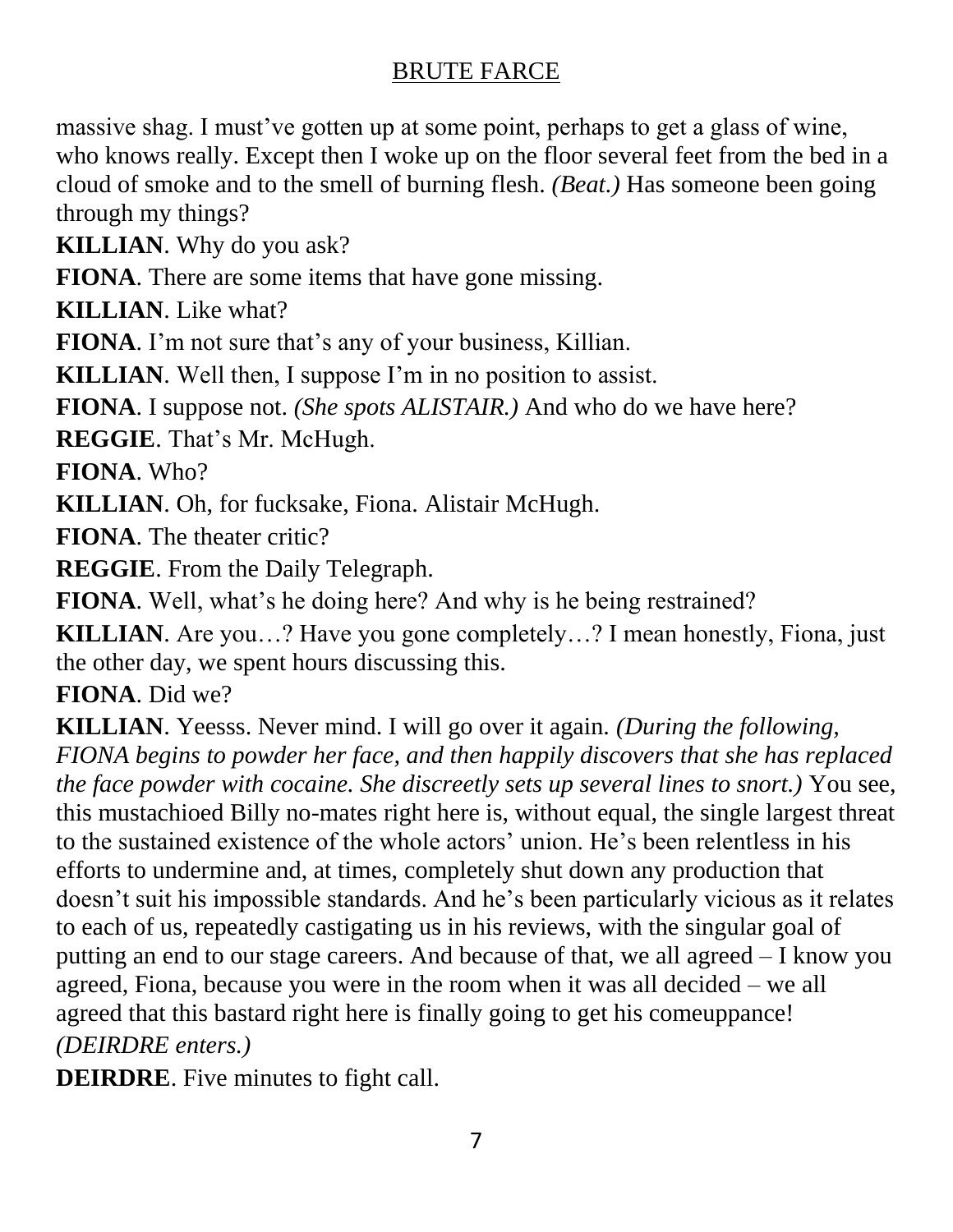massive shag. I must've gotten up at some point, perhaps to get a glass of wine, who knows really. Except then I woke up on the floor several feet from the bed in a cloud of smoke and to the smell of burning flesh. *(Beat.)* Has someone been going through my things?

**KILLIAN**. Why do you ask?

**FIONA**. There are some items that have gone missing.

**KILLIAN**. Like what?

**FIONA**. I'm not sure that's any of your business, Killian.

**KILLIAN**. Well then, I suppose I'm in no position to assist.

**FIONA**. I suppose not. *(She spots ALISTAIR.)* And who do we have here?

**REGGIE**. That's Mr. McHugh.

**FIONA**. Who?

**KILLIAN**. Oh, for fucksake, Fiona. Alistair McHugh.

**FIONA**. The theater critic?

**REGGIE**. From the Daily Telegraph.

**FIONA**. Well, what's he doing here? And why is he being restrained?

**KILLIAN**. Are you…? Have you gone completely…? I mean honestly, Fiona, just the other day, we spent hours discussing this.

**FIONA**. Did we?

**KILLIAN**. Yeesss. Never mind. I will go over it again. *(During the following, FIONA begins to powder her face, and then happily discovers that she has replaced the face powder with cocaine. She discreetly sets up several lines to snort.)* You see, this mustachioed Billy no-mates right here is, without equal, the single largest threat to the sustained existence of the whole actors' union. He's been relentless in his efforts to undermine and, at times, completely shut down any production that doesn't suit his impossible standards. And he's been particularly vicious as it relates to each of us, repeatedly castigating us in his reviews, with the singular goal of putting an end to our stage careers. And because of that, we all agreed – I know you agreed, Fiona, because you were in the room when it was all decided – we all agreed that this bastard right here is finally going to get his comeuppance!

*(DEIRDRE enters.)*

**DEIRDRE**. Five minutes to fight call.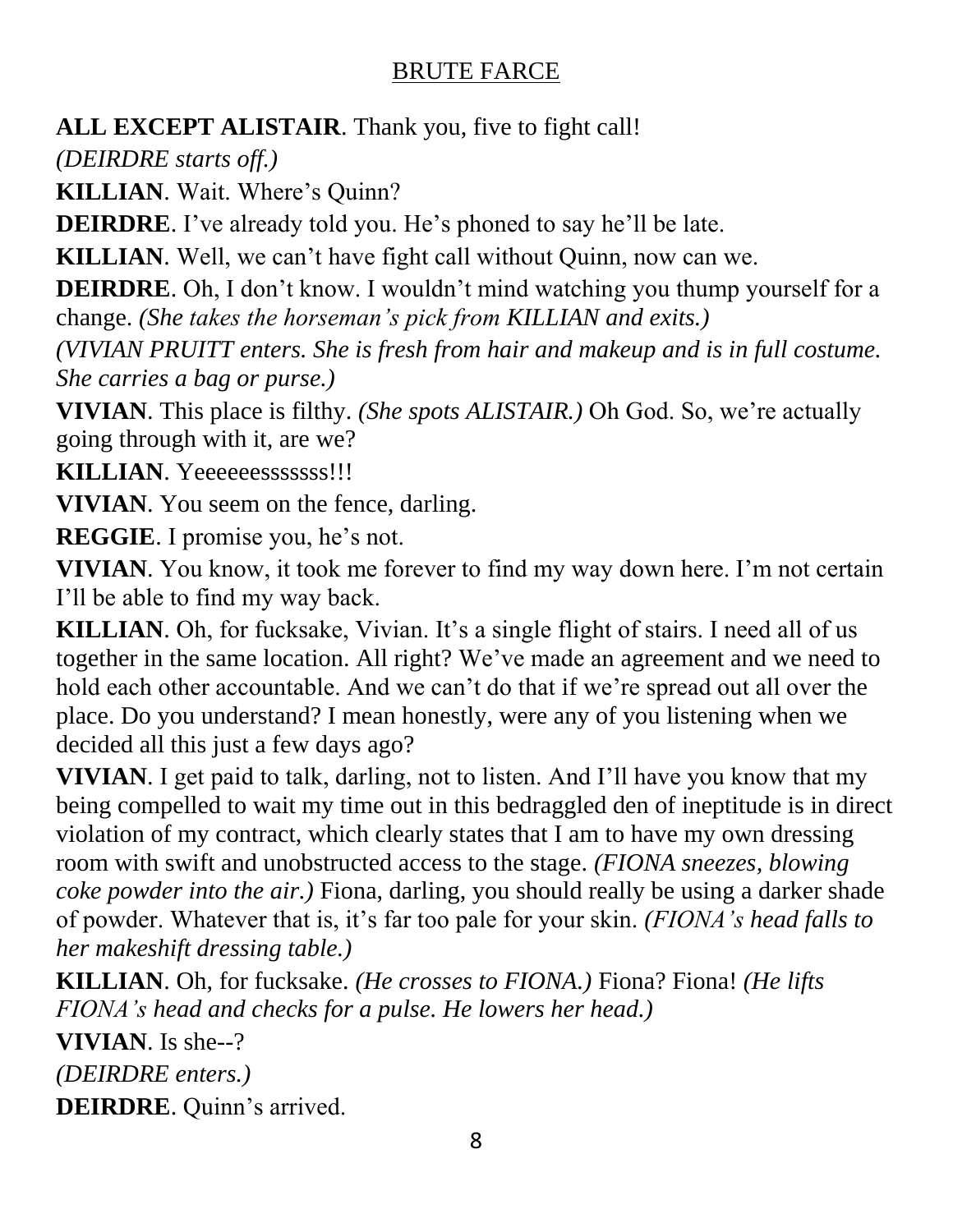**ALL EXCEPT ALISTAIR**. Thank you, five to fight call!

*(DEIRDRE starts off.)*

**KILLIAN**. Wait. Where's Quinn?

**DEIRDRE**. I've already told you. He's phoned to say he'll be late.

**KILLIAN**. Well, we can't have fight call without Quinn, now can we.

**DEIRDRE**. Oh, I don't know. I wouldn't mind watching you thump yourself for a change. *(She takes the horseman's pick from KILLIAN and exits.)*

*(VIVIAN PRUITT enters. She is fresh from hair and makeup and is in full costume. She carries a bag or purse.)*

**VIVIAN**. This place is filthy. *(She spots ALISTAIR.)* Oh God. So, we're actually going through with it, are we?

**KILLIAN**. Yeeeeeesssssss!!!

**VIVIAN**. You seem on the fence, darling.

**REGGIE**. I promise you, he's not.

**VIVIAN**. You know, it took me forever to find my way down here. I'm not certain I'll be able to find my way back.

**KILLIAN**. Oh, for fucksake, Vivian. It's a single flight of stairs. I need all of us together in the same location. All right? We've made an agreement and we need to hold each other accountable. And we can't do that if we're spread out all over the place. Do you understand? I mean honestly, were any of you listening when we decided all this just a few days ago?

**VIVIAN**. I get paid to talk, darling, not to listen. And I'll have you know that my being compelled to wait my time out in this bedraggled den of ineptitude is in direct violation of my contract, which clearly states that I am to have my own dressing room with swift and unobstructed access to the stage. *(FIONA sneezes, blowing coke powder into the air.)* Fiona, darling, you should really be using a darker shade of powder. Whatever that is, it's far too pale for your skin. *(FIONA's head falls to her makeshift dressing table.)*

**KILLIAN**. Oh, for fucksake. *(He crosses to FIONA.)* Fiona? Fiona! *(He lifts FIONA's head and checks for a pulse. He lowers her head.)*

**VIVIAN**. Is she--?

*(DEIRDRE enters.)*

**DEIRDRE**. Quinn's arrived.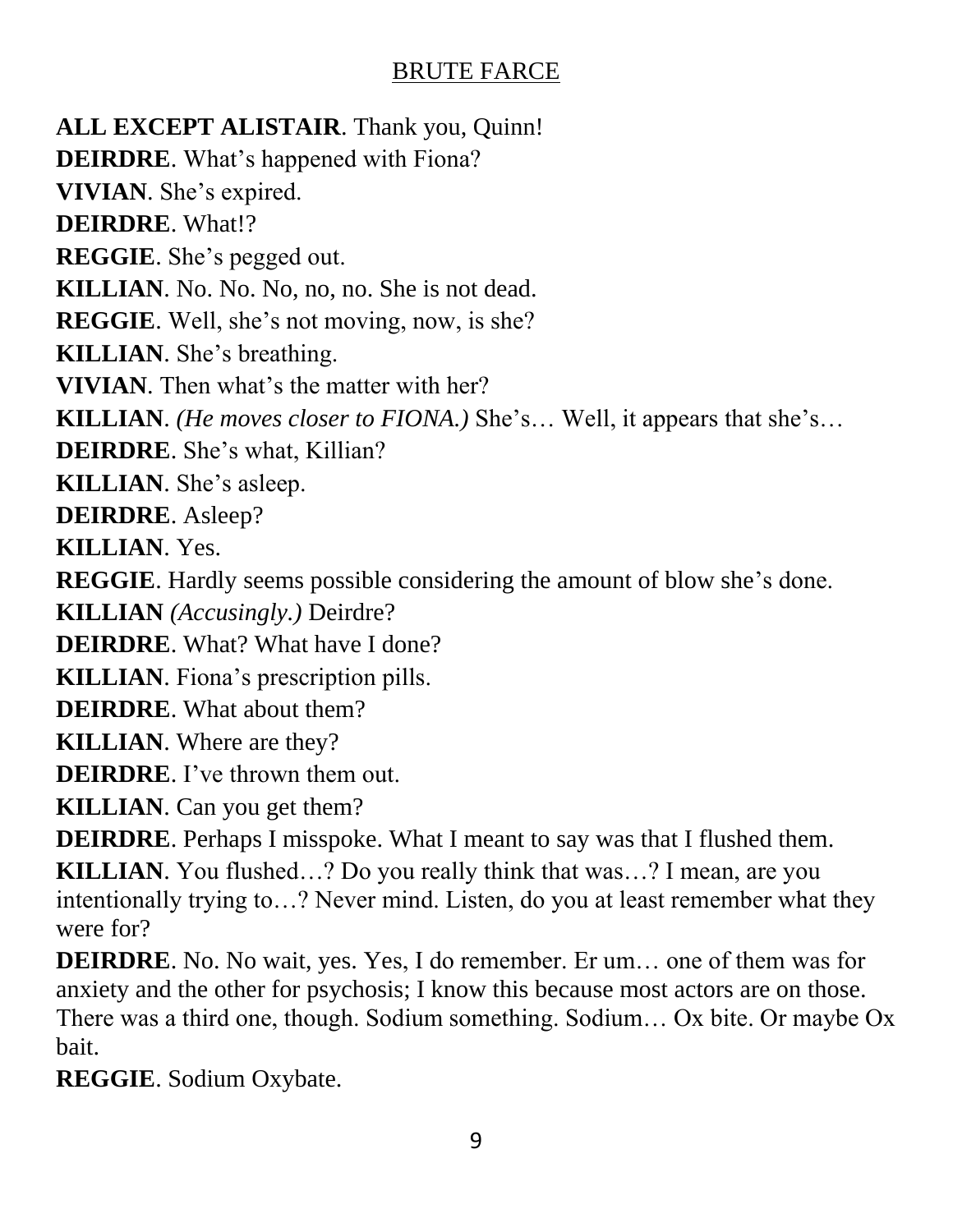**ALL EXCEPT ALISTAIR**. Thank you, Quinn!

**DEIRDRE**. What's happened with Fiona?

**VIVIAN**. She's expired.

**DEIRDRE**. What!?

**REGGIE**. She's pegged out.

**KILLIAN**. No. No. No, no, no. She is not dead.

**REGGIE**. Well, she's not moving, now, is she?

**KILLIAN**. She's breathing.

**VIVIAN**. Then what's the matter with her?

**KILLIAN**. *(He moves closer to FIONA.)* She's… Well, it appears that she's…

**DEIRDRE**. She's what, Killian?

**KILLIAN**. She's asleep.

**DEIRDRE**. Asleep?

**KILLIAN**. Yes.

**REGGIE**. Hardly seems possible considering the amount of blow she's done.

**KILLIAN** *(Accusingly.)* Deirdre?

**DEIRDRE**. What? What have I done?

**KILLIAN**. Fiona's prescription pills.

**DEIRDRE**. What about them?

**KILLIAN**. Where are they?

**DEIRDRE**. I've thrown them out.

**KILLIAN**. Can you get them?

**DEIRDRE**. Perhaps I misspoke. What I meant to say was that I flushed them.

**KILLIAN**. You flushed…? Do you really think that was…? I mean, are you intentionally trying to…? Never mind. Listen, do you at least remember what they were for?

**DEIRDRE**. No. No wait, yes. Yes, I do remember. Er um… one of them was for anxiety and the other for psychosis; I know this because most actors are on those. There was a third one, though. Sodium something. Sodium… Ox bite. Or maybe Ox bait.

**REGGIE**. Sodium Oxybate.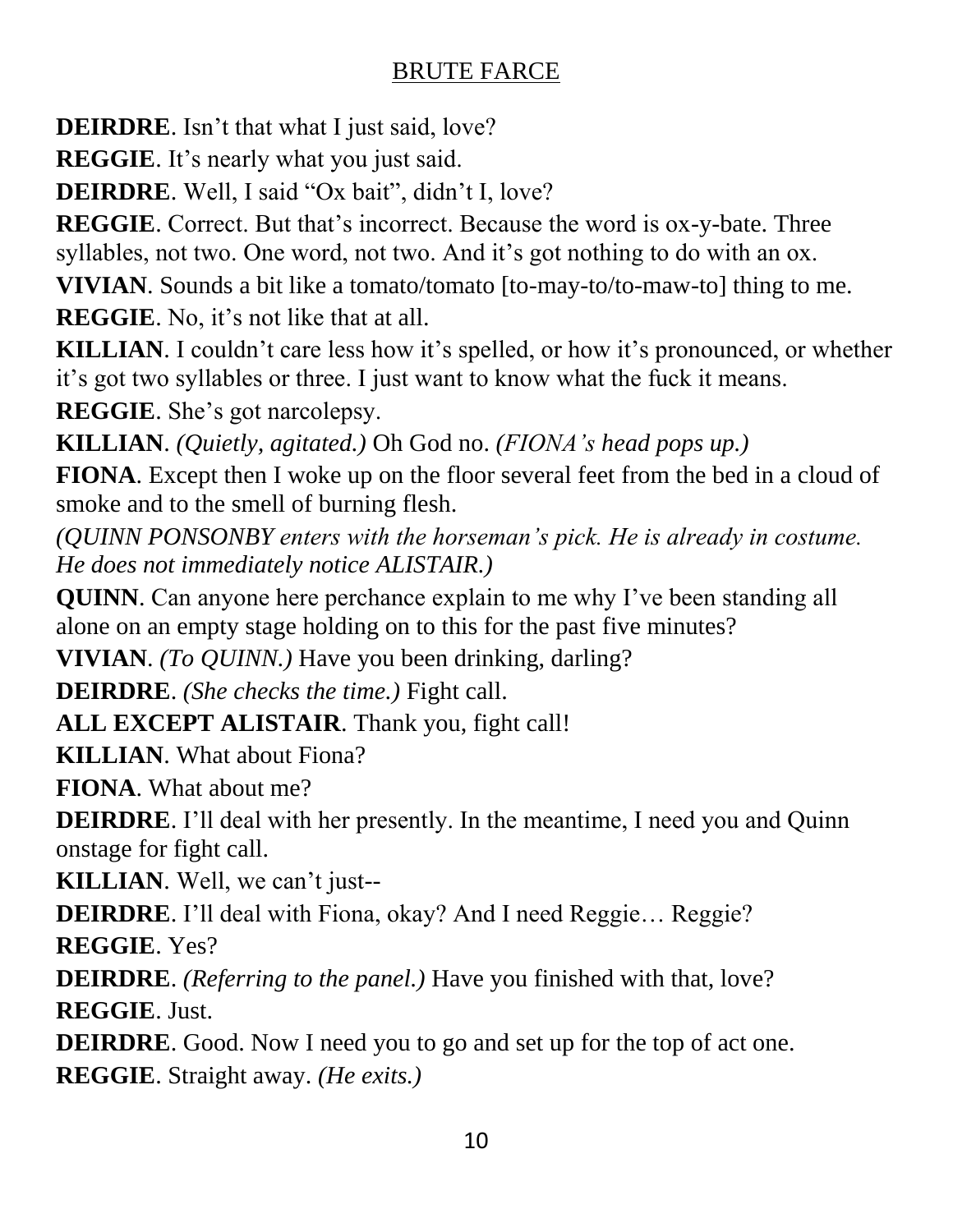**DEIRDRE**. Isn't that what I just said, love?

**REGGIE**. It's nearly what you just said.

**DEIRDRE**. Well, I said "Ox bait", didn't I, love?

**REGGIE**. Correct. But that's incorrect. Because the word is ox-y-bate. Three syllables, not two. One word, not two. And it's got nothing to do with an ox.

**VIVIAN**. Sounds a bit like a tomato/tomato [to-may-to/to-maw-to] thing to me.

**REGGIE**. No, it's not like that at all.

**KILLIAN**. I couldn't care less how it's spelled, or how it's pronounced, or whether it's got two syllables or three. I just want to know what the fuck it means.

**REGGIE**. She's got narcolepsy.

**KILLIAN**. *(Quietly, agitated.)* Oh God no. *(FIONA's head pops up.)*

**FIONA**. Except then I woke up on the floor several feet from the bed in a cloud of smoke and to the smell of burning flesh.

*(QUINN PONSONBY enters with the horseman's pick. He is already in costume. He does not immediately notice ALISTAIR.)*

**QUINN**. Can anyone here perchance explain to me why I've been standing all alone on an empty stage holding on to this for the past five minutes?

**VIVIAN**. *(To QUINN.)* Have you been drinking, darling?

**DEIRDRE**. *(She checks the time.)* Fight call.

**ALL EXCEPT ALISTAIR**. Thank you, fight call!

**KILLIAN**. What about Fiona?

**FIONA**. What about me?

**DEIRDRE**. I'll deal with her presently. In the meantime, I need you and Quinn onstage for fight call.

**KILLIAN**. Well, we can't just--

**DEIRDRE**. I'll deal with Fiona, okay? And I need Reggie… Reggie?

**REGGIE**. Yes?

**DEIRDRE**. *(Referring to the panel.)* Have you finished with that, love?

**REGGIE**. Just.

**DEIRDRE**. Good. Now I need you to go and set up for the top of act one.

**REGGIE**. Straight away. *(He exits.)*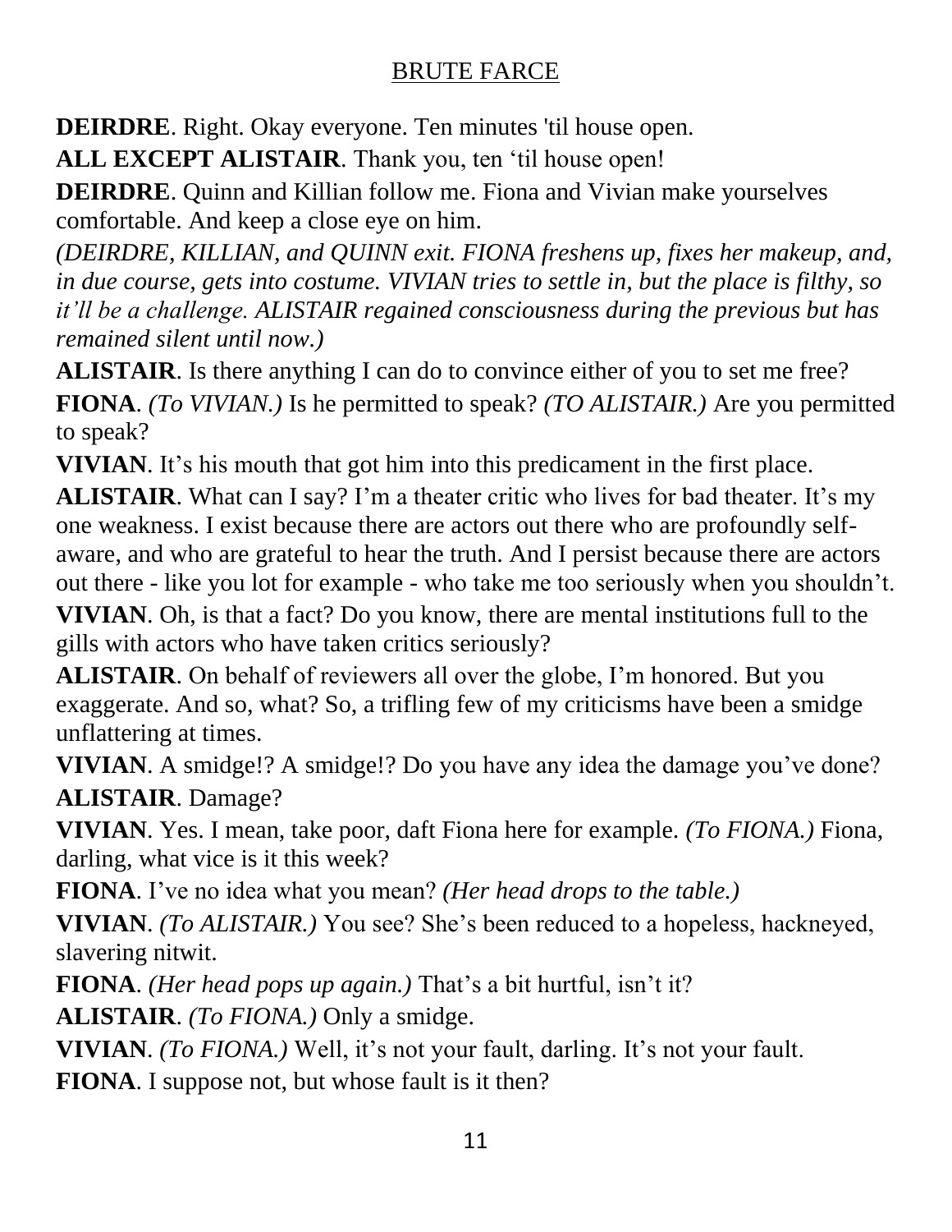**DEIRDRE**. Right. Okay everyone. Ten minutes 'til house open.

**ALL EXCEPT ALISTAIR**. Thank you, ten 'til house open!

**DEIRDRE**. Quinn and Killian follow me. Fiona and Vivian make yourselves comfortable. And keep a close eye on him.

*(DEIRDRE, KILLIAN, and QUINN exit. FIONA freshens up, fixes her makeup, and, in due course, gets into costume. VIVIAN tries to settle in, but the place is filthy, so it'll be a challenge. ALISTAIR regained consciousness during the previous but has remained silent until now.)*

**ALISTAIR**. Is there anything I can do to convince either of you to set me free?

**FIONA**. *(To VIVIAN.)* Is he permitted to speak? *(TO ALISTAIR.)* Are you permitted to speak?

**VIVIAN**. It's his mouth that got him into this predicament in the first place.

**ALISTAIR**. What can I say? I'm a theater critic who lives for bad theater. It's my one weakness. I exist because there are actors out there who are profoundly self-aware, and who are grateful to hear the truth. And I persist because there are actors out there - like you lot for example - who take me too seriously when you shouldn't.

**VIVIAN**. Oh, is that a fact? Do you know, there are mental institutions full to the gills with actors who have taken critics seriously?

**ALISTAIR**. On behalf of reviewers all over the globe, I'm honored. But you exaggerate. And so, what? So, a trifling few of my criticisms have been a smidge unflattering at times.

**VIVIAN**. A smidge!? A smidge!? Do you have any idea the damage you've done?

**ALISTAIR**. Damage?

**VIVIAN**. Yes. I mean, take poor, daft Fiona here for example. *(To FIONA.)* Fiona, darling, what vice is it this week?

**FIONA**. I've no idea what you mean? *(Her head drops to the table.)*

**VIVIAN**. *(To ALISTAIR.)* You see? She's been reduced to a hopeless, hackneyed, slavering nitwit.

**FIONA**. *(Her head pops up again.)* That's a bit hurtful, isn't it?

**ALISTAIR**. *(To FIONA.)* Only a smidge.

**VIVIAN**. *(To FIONA.)* Well, it's not your fault, darling. It's not your fault.

**FIONA**. I suppose not, but whose fault is it then?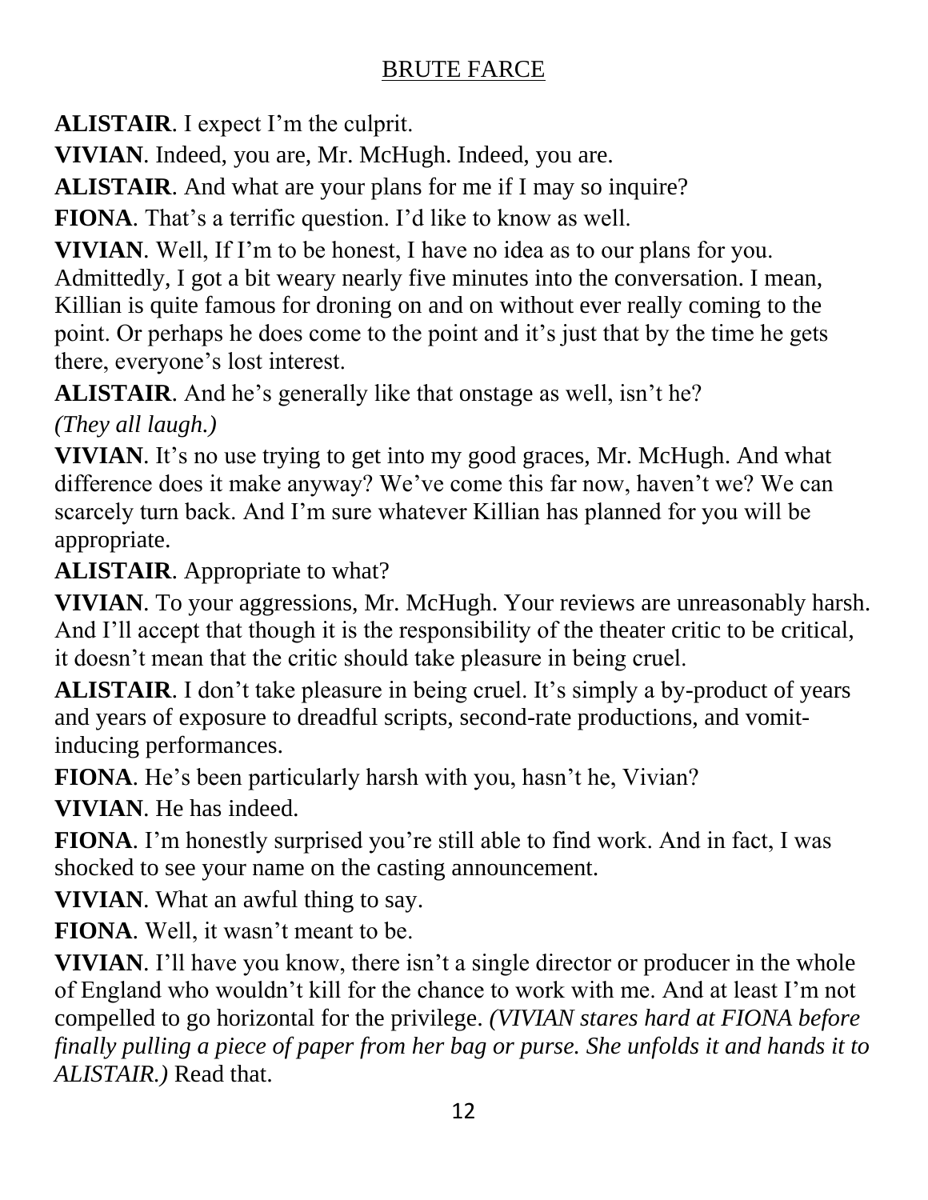**ALISTAIR**. I expect I'm the culprit.

**VIVIAN**. Indeed, you are, Mr. McHugh. Indeed, you are.

**ALISTAIR**. And what are your plans for me if I may so inquire?

**FIONA**. That's a terrific question. I'd like to know as well.

**VIVIAN**. Well, If I'm to be honest, I have no idea as to our plans for you. Admittedly, I got a bit weary nearly five minutes into the conversation. I mean, Killian is quite famous for droning on and on without ever really coming to the point. Or perhaps he does come to the point and it's just that by the time he gets there, everyone's lost interest.

**ALISTAIR**. And he's generally like that onstage as well, isn't he?

*(They all laugh.)*

**VIVIAN**. It's no use trying to get into my good graces, Mr. McHugh. And what difference does it make anyway? We've come this far now, haven't we? We can scarcely turn back. And I'm sure whatever Killian has planned for you will be appropriate.

**ALISTAIR**. Appropriate to what?

**VIVIAN**. To your aggressions, Mr. McHugh. Your reviews are unreasonably harsh. And I'll accept that though it is the responsibility of the theater critic to be critical, it doesn't mean that the critic should take pleasure in being cruel.

**ALISTAIR**. I don't take pleasure in being cruel. It's simply a by-product of years and years of exposure to dreadful scripts, second-rate productions, and vomit-inducing performances.

**FIONA**. He's been particularly harsh with you, hasn't he, Vivian?

**VIVIAN**. He has indeed.

**FIONA**. I'm honestly surprised you're still able to find work. And in fact, I was shocked to see your name on the casting announcement.

**VIVIAN**. What an awful thing to say.

**FIONA**. Well, it wasn't meant to be.

**VIVIAN**. I'll have you know, there isn't a single director or producer in the whole of England who wouldn't kill for the chance to work with me. And at least I'm not compelled to go horizontal for the privilege. *(VIVIAN stares hard at FIONA before finally pulling a piece of paper from her bag or purse. She unfolds it and hands it to ALISTAIR.)* Read that.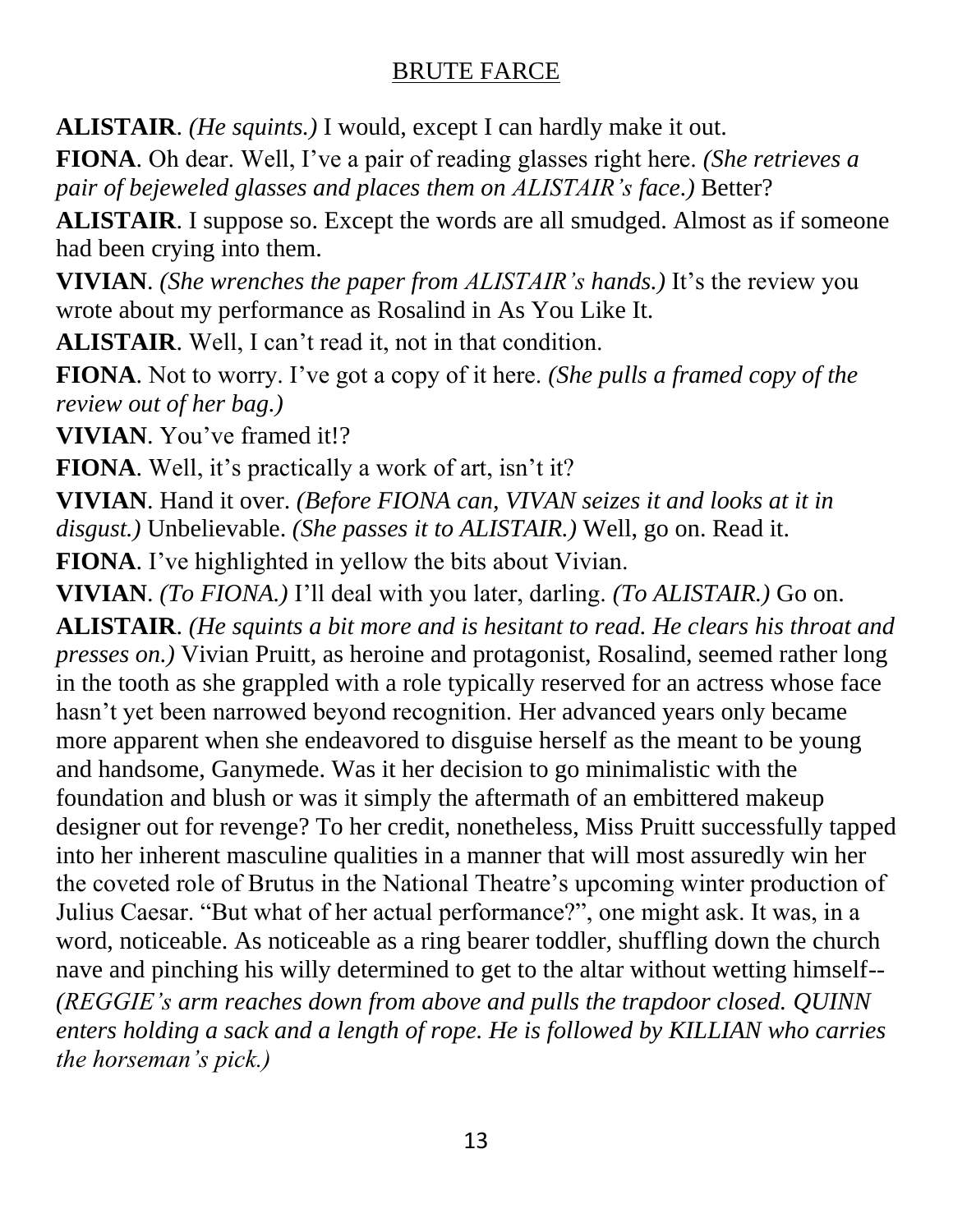**ALISTAIR**. *(He squints.)* I would, except I can hardly make it out.

**FIONA**. Oh dear. Well, I've a pair of reading glasses right here. *(She retrieves a pair of bejeweled glasses and places them on ALISTAIR's face.)* Better?

**ALISTAIR**. I suppose so. Except the words are all smudged. Almost as if someone had been crying into them.

**VIVIAN**. *(She wrenches the paper from ALISTAIR's hands.)* It's the review you wrote about my performance as Rosalind in As You Like It.

**ALISTAIR**. Well, I can't read it, not in that condition.

**FIONA**. Not to worry. I've got a copy of it here. *(She pulls a framed copy of the review out of her bag.)*

**VIVIAN**. You've framed it!?

**FIONA**. Well, it's practically a work of art, isn't it?

**VIVIAN**. Hand it over. *(Before FIONA can, VIVAN seizes it and looks at it in disgust.)* Unbelievable. *(She passes it to ALISTAIR.)* Well, go on. Read it.

**FIONA**. I've highlighted in yellow the bits about Vivian.

**VIVIAN**. *(To FIONA.)* I'll deal with you later, darling. *(To ALISTAIR.)* Go on.

**ALISTAIR**. *(He squints a bit more and is hesitant to read. He clears his throat and presses on.)* Vivian Pruitt, as heroine and protagonist, Rosalind, seemed rather long in the tooth as she grappled with a role typically reserved for an actress whose face hasn't yet been narrowed beyond recognition. Her advanced years only became more apparent when she endeavored to disguise herself as the meant to be young and handsome, Ganymede. Was it her decision to go minimalistic with the foundation and blush or was it simply the aftermath of an embittered makeup designer out for revenge? To her credit, nonetheless, Miss Pruitt successfully tapped into her inherent masculine qualities in a manner that will most assuredly win her the coveted role of Brutus in the National Theatre's upcoming winter production of Julius Caesar. "But what of her actual performance?", one might ask. It was, in a word, noticeable. As noticeable as a ring bearer toddler, shuffling down the church nave and pinching his willy determined to get to the altar without wetting himself-- *(REGGIE's arm reaches down from above and pulls the trapdoor closed. QUINN enters holding a sack and a length of rope. He is followed by KILLIAN who carries the horseman's pick.)*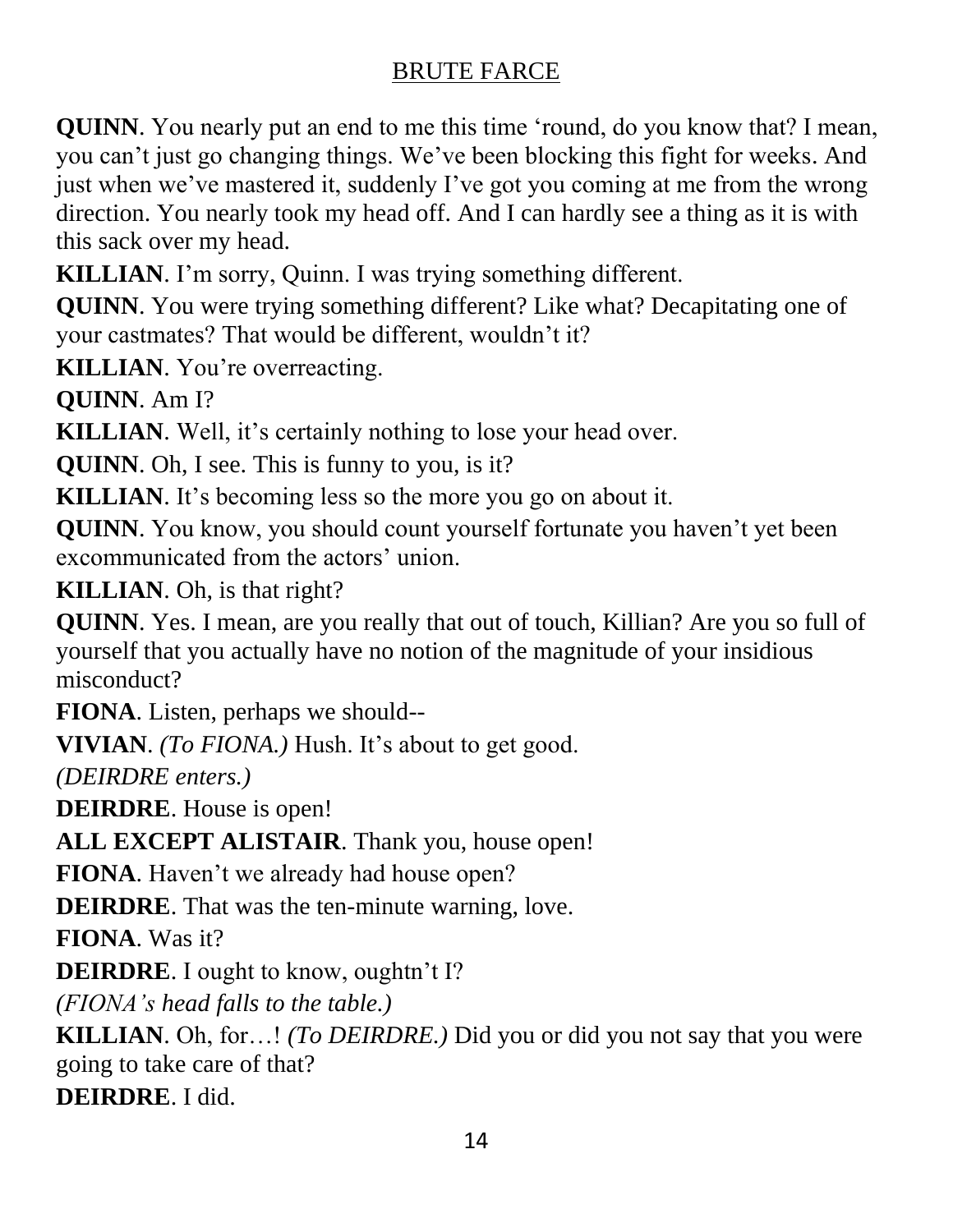**QUINN**. You nearly put an end to me this time 'round, do you know that? I mean, you can't just go changing things. We've been blocking this fight for weeks. And just when we've mastered it, suddenly I've got you coming at me from the wrong direction. You nearly took my head off. And I can hardly see a thing as it is with this sack over my head.

**KILLIAN**. I'm sorry, Quinn. I was trying something different.

**QUINN**. You were trying something different? Like what? Decapitating one of your castmates? That would be different, wouldn't it?

**KILLIAN**. You're overreacting.

**QUINN**. Am I?

**KILLIAN**. Well, it's certainly nothing to lose your head over.

**QUINN**. Oh, I see. This is funny to you, is it?

**KILLIAN**. It's becoming less so the more you go on about it.

**QUINN**. You know, you should count yourself fortunate you haven't yet been excommunicated from the actors' union.

**KILLIAN**. Oh, is that right?

**QUINN**. Yes. I mean, are you really that out of touch, Killian? Are you so full of yourself that you actually have no notion of the magnitude of your insidious misconduct?

**FIONA**. Listen, perhaps we should--

**VIVIAN**. *(To FIONA.)* Hush. It's about to get good.

*(DEIRDRE enters.)*

**DEIRDRE**. House is open!

**ALL EXCEPT ALISTAIR**. Thank you, house open!

**FIONA**. Haven't we already had house open?

**DEIRDRE**. That was the ten-minute warning, love.

**FIONA**. Was it?

**DEIRDRE**. I ought to know, oughtn't I?

*(FIONA's head falls to the table.)*

**KILLIAN**. Oh, for…! *(To DEIRDRE.)* Did you or did you not say that you were going to take care of that?

**DEIRDRE**. I did.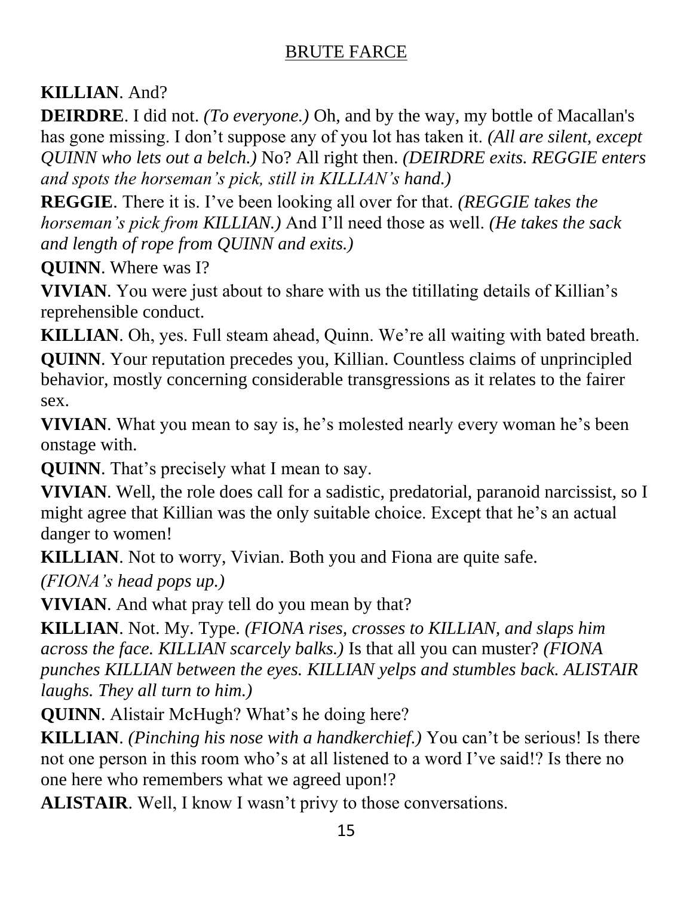**KILLIAN**. And?

**DEIRDRE**. I did not. *(To everyone.)* Oh, and by the way, my bottle of Macallan's has gone missing. I don't suppose any of you lot has taken it. *(All are silent, except QUINN who lets out a belch.)* No? All right then. *(DEIRDRE exits. REGGIE enters and spots the horseman's pick, still in KILLIAN's hand.)*

**REGGIE**. There it is. I've been looking all over for that. *(REGGIE takes the horseman's pick from KILLIAN.)* And I'll need those as well. *(He takes the sack and length of rope from QUINN and exits.)*

**QUINN**. Where was I?

**VIVIAN**. You were just about to share with us the titillating details of Killian's reprehensible conduct.

**KILLIAN**. Oh, yes. Full steam ahead, Quinn. We're all waiting with bated breath.

**QUINN**. Your reputation precedes you, Killian. Countless claims of unprincipled behavior, mostly concerning considerable transgressions as it relates to the fairer sex.

**VIVIAN**. What you mean to say is, he's molested nearly every woman he's been onstage with.

**QUINN**. That's precisely what I mean to say.

**VIVIAN**. Well, the role does call for a sadistic, predatorial, paranoid narcissist, so I might agree that Killian was the only suitable choice. Except that he's an actual danger to women!

**KILLIAN**. Not to worry, Vivian. Both you and Fiona are quite safe.

*(FIONA's head pops up.)*

**VIVIAN**. And what pray tell do you mean by that?

**KILLIAN**. Not. My. Type. *(FIONA rises, crosses to KILLIAN, and slaps him across the face. KILLIAN scarcely balks.)* Is that all you can muster? *(FIONA punches KILLIAN between the eyes. KILLIAN yelps and stumbles back. ALISTAIR laughs. They all turn to him.)*

**QUINN**. Alistair McHugh? What's he doing here?

**KILLIAN**. *(Pinching his nose with a handkerchief.)* You can't be serious! Is there not one person in this room who's at all listened to a word I've said!? Is there no one here who remembers what we agreed upon!?

**ALISTAIR**. Well, I know I wasn't privy to those conversations.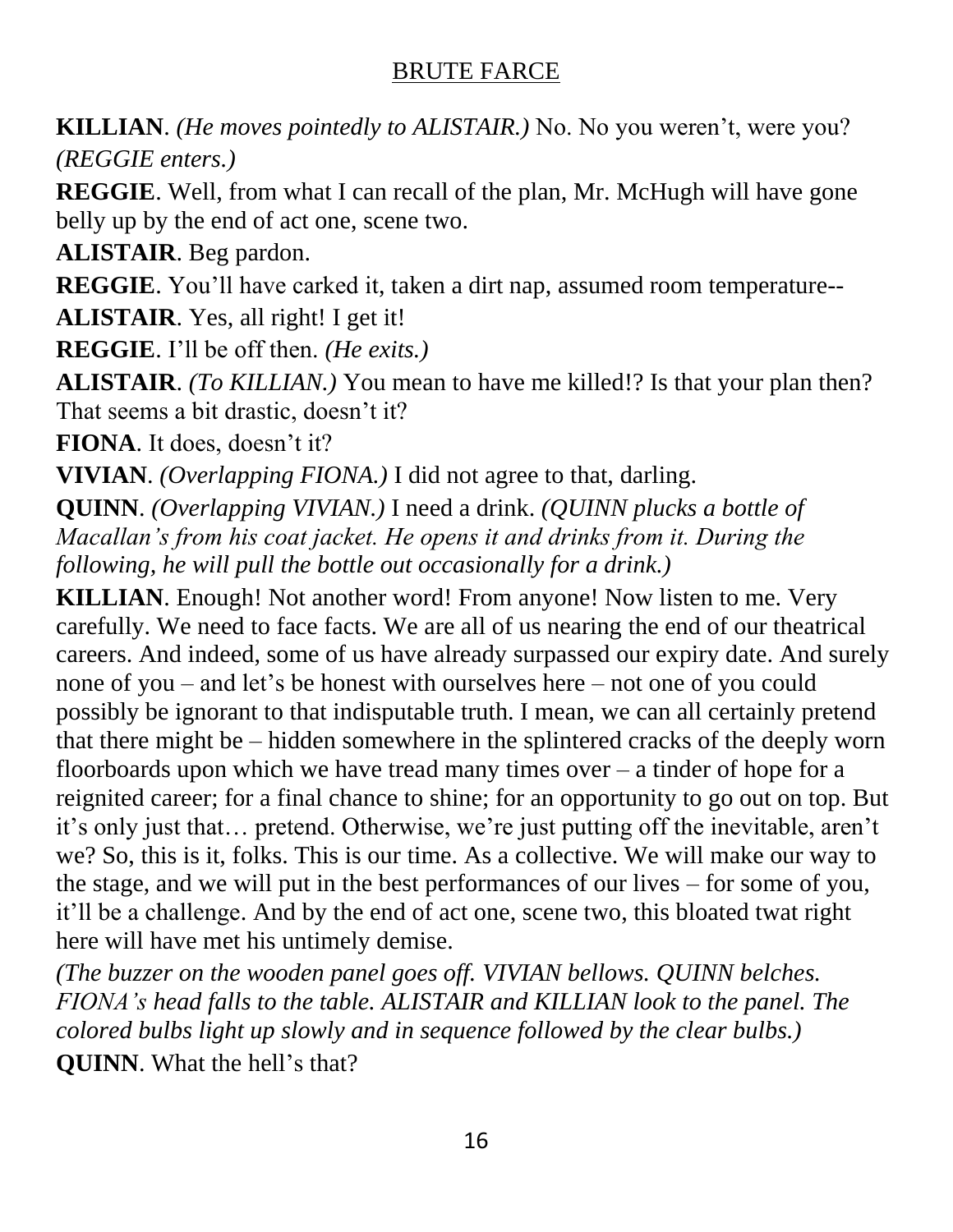**KILLIAN**. *(He moves pointedly to ALISTAIR.)* No. No you weren't, were you? *(REGGIE enters.)*

**REGGIE**. Well, from what I can recall of the plan, Mr. McHugh will have gone belly up by the end of act one, scene two.

**ALISTAIR**. Beg pardon.

**REGGIE**. You'll have carked it, taken a dirt nap, assumed room temperature--

**ALISTAIR**. Yes, all right! I get it!

**REGGIE**. I'll be off then. *(He exits.)*

**ALISTAIR**. *(To KILLIAN.)* You mean to have me killed!? Is that your plan then? That seems a bit drastic, doesn't it?

**FIONA**. It does, doesn't it?

**VIVIAN**. *(Overlapping FIONA.)* I did not agree to that, darling.

**QUINN**. *(Overlapping VIVIAN.)* I need a drink. *(QUINN plucks a bottle of Macallan's from his coat jacket. He opens it and drinks from it. During the following, he will pull the bottle out occasionally for a drink.)*

**KILLIAN**. Enough! Not another word! From anyone! Now listen to me. Very carefully. We need to face facts. We are all of us nearing the end of our theatrical careers. And indeed, some of us have already surpassed our expiry date. And surely none of you – and let's be honest with ourselves here – not one of you could possibly be ignorant to that indisputable truth. I mean, we can all certainly pretend that there might be – hidden somewhere in the splintered cracks of the deeply worn floorboards upon which we have tread many times over – a tinder of hope for a reignited career; for a final chance to shine; for an opportunity to go out on top. But it's only just that… pretend. Otherwise, we're just putting off the inevitable, aren't we? So, this is it, folks. This is our time. As a collective. We will make our way to the stage, and we will put in the best performances of our lives – for some of you, it'll be a challenge. And by the end of act one, scene two, this bloated twat right here will have met his untimely demise.

*(The buzzer on the wooden panel goes off. VIVIAN bellows. QUINN belches. FIONA's head falls to the table. ALISTAIR and KILLIAN look to the panel. The colored bulbs light up slowly and in sequence followed by the clear bulbs.)*

**QUINN**. What the hell's that?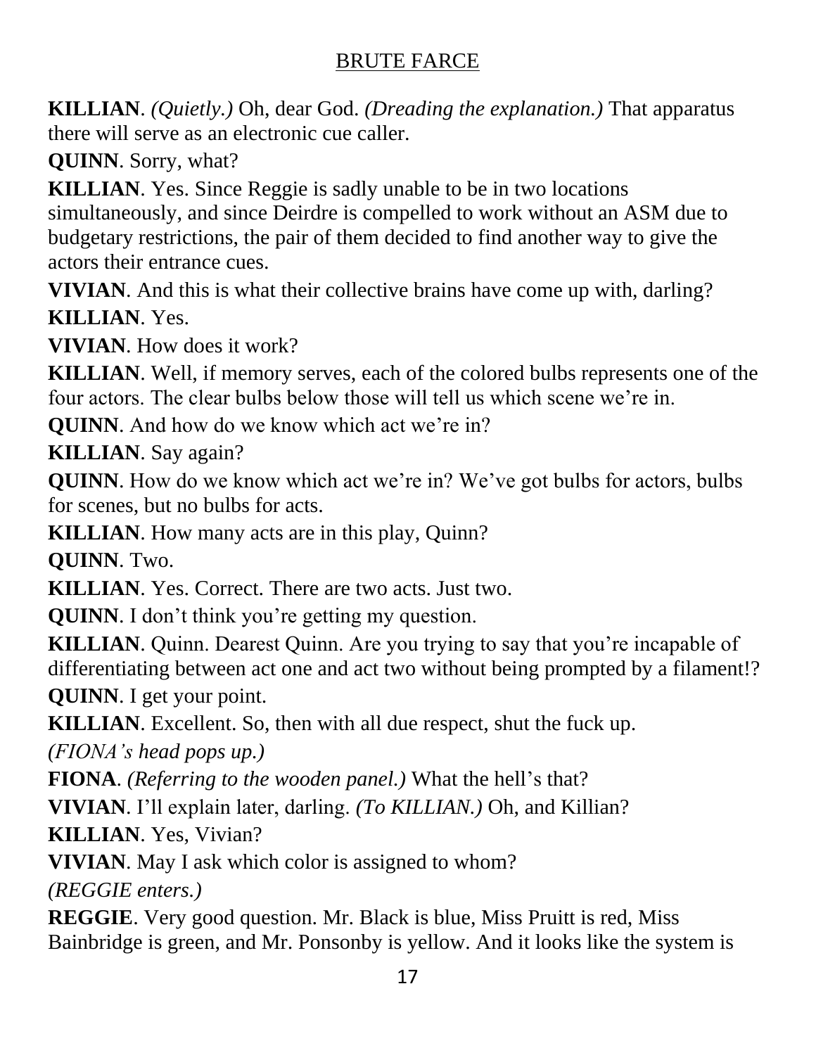**KILLIAN**. *(Quietly.)* Oh, dear God. *(Dreading the explanation.)* That apparatus there will serve as an electronic cue caller.

**QUINN**. Sorry, what?

**KILLIAN**. Yes. Since Reggie is sadly unable to be in two locations simultaneously, and since Deirdre is compelled to work without an ASM due to budgetary restrictions, the pair of them decided to find another way to give the actors their entrance cues.

**VIVIAN**. And this is what their collective brains have come up with, darling?

**KILLIAN**. Yes.

**VIVIAN**. How does it work?

**KILLIAN**. Well, if memory serves, each of the colored bulbs represents one of the four actors. The clear bulbs below those will tell us which scene we're in.

**QUINN**. And how do we know which act we're in?

**KILLIAN**. Say again?

**QUINN**. How do we know which act we're in? We've got bulbs for actors, bulbs for scenes, but no bulbs for acts.

**KILLIAN**. How many acts are in this play, Quinn?

**QUINN**. Two.

**KILLIAN**. Yes. Correct. There are two acts. Just two.

**QUINN**. I don't think you're getting my question.

**KILLIAN**. Quinn. Dearest Quinn. Are you trying to say that you're incapable of differentiating between act one and act two without being prompted by a filament!?

**QUINN**. I get your point.

**KILLIAN**. Excellent. So, then with all due respect, shut the fuck up.

*(FIONA's head pops up.)*

**FIONA**. *(Referring to the wooden panel.)* What the hell's that?

**VIVIAN**. I'll explain later, darling. *(To KILLIAN.)* Oh, and Killian?

**KILLIAN**. Yes, Vivian?

**VIVIAN**. May I ask which color is assigned to whom?

*(REGGIE enters.)*

**REGGIE**. Very good question. Mr. Black is blue, Miss Pruitt is red, Miss Bainbridge is green, and Mr. Ponsonby is yellow. And it looks like the system is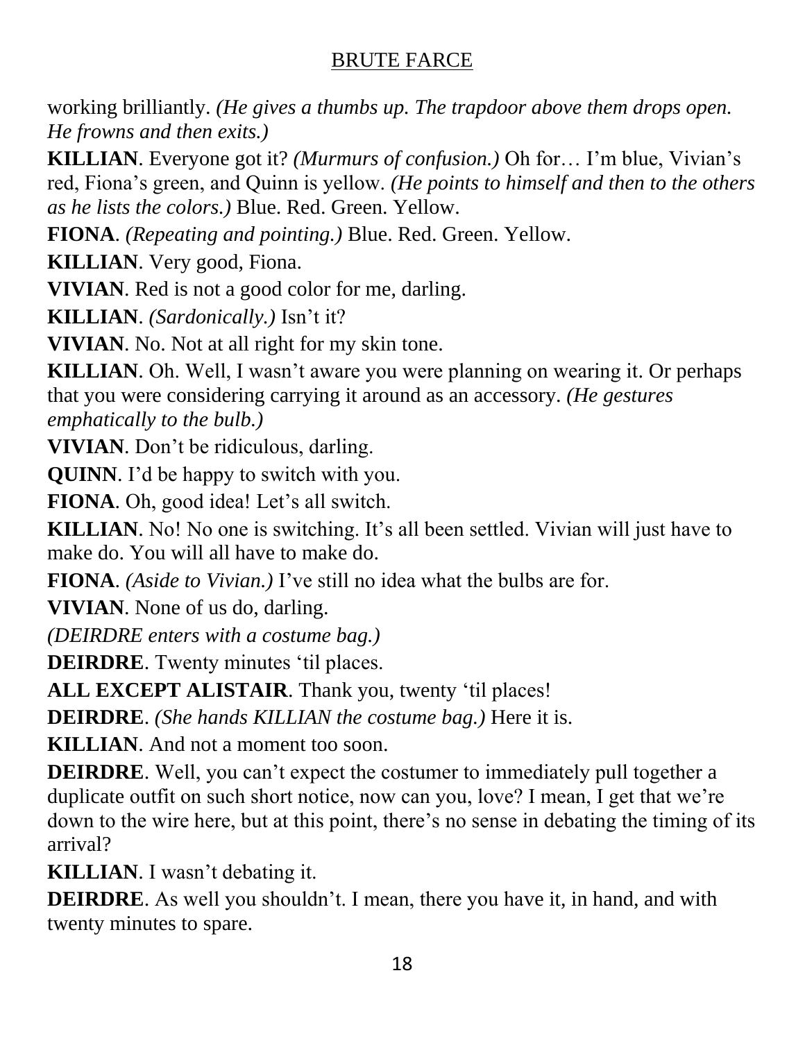working brilliantly. *(He gives a thumbs up. The trapdoor above them drops open. He frowns and then exits.)*

**KILLIAN**. Everyone got it? *(Murmurs of confusion.)* Oh for… I'm blue, Vivian's red, Fiona's green, and Quinn is yellow. *(He points to himself and then to the others as he lists the colors.)* Blue. Red. Green. Yellow.

**FIONA**. *(Repeating and pointing.)* Blue. Red. Green. Yellow.

**KILLIAN**. Very good, Fiona.

**VIVIAN**. Red is not a good color for me, darling.

**KILLIAN**. *(Sardonically.)* Isn't it?

**VIVIAN**. No. Not at all right for my skin tone.

**KILLIAN**. Oh. Well, I wasn't aware you were planning on wearing it. Or perhaps that you were considering carrying it around as an accessory. *(He gestures emphatically to the bulb.)*

**VIVIAN**. Don't be ridiculous, darling.

**QUINN**. I'd be happy to switch with you.

**FIONA**. Oh, good idea! Let's all switch.

**KILLIAN**. No! No one is switching. It's all been settled. Vivian will just have to make do. You will all have to make do.

**FIONA**. *(Aside to Vivian.)* I've still no idea what the bulbs are for.

**VIVIAN**. None of us do, darling.

*(DEIRDRE enters with a costume bag.)*

**DEIRDRE**. Twenty minutes 'til places.

**ALL EXCEPT ALISTAIR**. Thank you, twenty 'til places!

**DEIRDRE**. *(She hands KILLIAN the costume bag.)* Here it is.

**KILLIAN**. And not a moment too soon.

**DEIRDRE**. Well, you can't expect the costumer to immediately pull together a duplicate outfit on such short notice, now can you, love? I mean, I get that we're down to the wire here, but at this point, there's no sense in debating the timing of its arrival?

**KILLIAN**. I wasn't debating it.

**DEIRDRE**. As well you shouldn't. I mean, there you have it, in hand, and with twenty minutes to spare.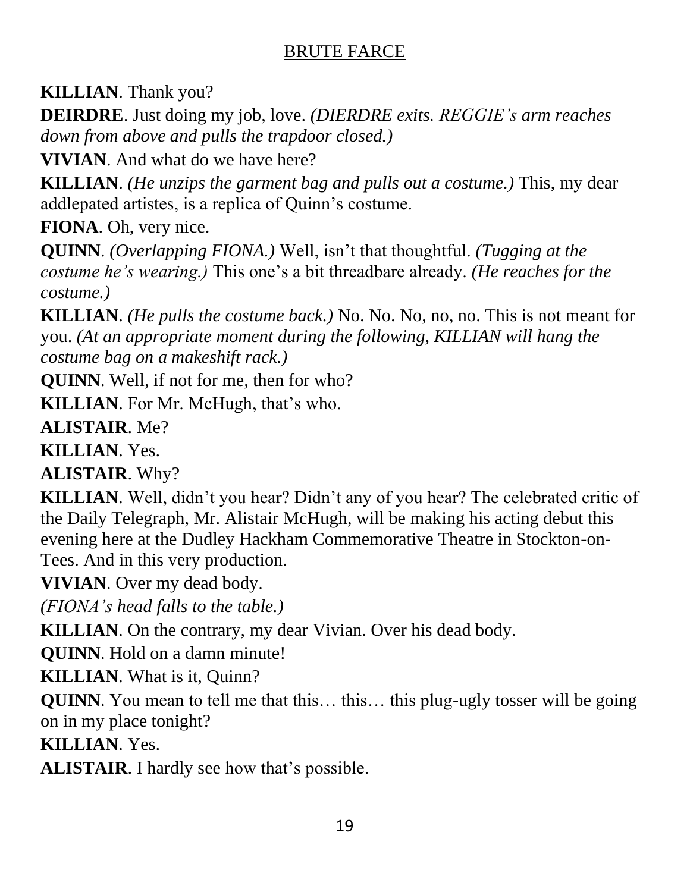**KILLIAN**. Thank you?

**DEIRDRE**. Just doing my job, love. *(DIERDRE exits. REGGIE's arm reaches down from above and pulls the trapdoor closed.)*

**VIVIAN**. And what do we have here?

**KILLIAN**. *(He unzips the garment bag and pulls out a costume.)* This, my dear addlepated artistes, is a replica of Quinn's costume.

**FIONA**. Oh, very nice.

**QUINN**. *(Overlapping FIONA.)* Well, isn't that thoughtful. *(Tugging at the costume he's wearing.)* This one's a bit threadbare already. *(He reaches for the costume.)*

**KILLIAN**. *(He pulls the costume back.)* No. No. No, no, no. This is not meant for you. *(At an appropriate moment during the following, KILLIAN will hang the costume bag on a makeshift rack.)*

**QUINN**. Well, if not for me, then for who?

**KILLIAN**. For Mr. McHugh, that's who.

**ALISTAIR**. Me?

**KILLIAN**. Yes.

**ALISTAIR**. Why?

**KILLIAN**. Well, didn't you hear? Didn't any of you hear? The celebrated critic of the Daily Telegraph, Mr. Alistair McHugh, will be making his acting debut this evening here at the Dudley Hackham Commemorative Theatre in Stockton-on-Tees. And in this very production.

**VIVIAN**. Over my dead body.

*(FIONA's head falls to the table.)*

**KILLIAN**. On the contrary, my dear Vivian. Over his dead body.

**QUINN**. Hold on a damn minute!

**KILLIAN**. What is it, Quinn?

**QUINN**. You mean to tell me that this… this… this plug-ugly tosser will be going on in my place tonight?

**KILLIAN**. Yes.

**ALISTAIR**. I hardly see how that's possible.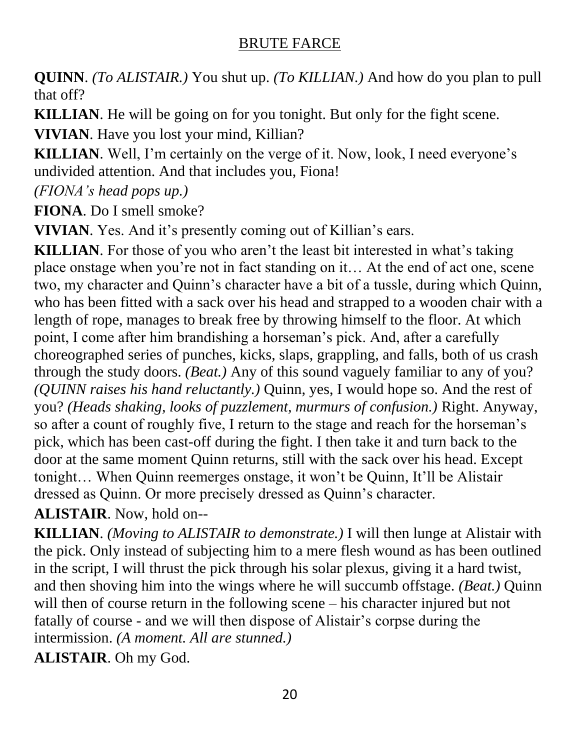**QUINN**. *(To ALISTAIR.)* You shut up. *(To KILLIAN.)* And how do you plan to pull that off?

**KILLIAN**. He will be going on for you tonight. But only for the fight scene.

**VIVIAN**. Have you lost your mind, Killian?

**KILLIAN**. Well, I'm certainly on the verge of it. Now, look, I need everyone's undivided attention. And that includes you, Fiona!

*(FIONA's head pops up.)*

**FIONA**. Do I smell smoke?

**VIVIAN**. Yes. And it's presently coming out of Killian's ears.

**KILLIAN**. For those of you who aren't the least bit interested in what's taking place onstage when you're not in fact standing on it… At the end of act one, scene two, my character and Quinn's character have a bit of a tussle, during which Quinn, who has been fitted with a sack over his head and strapped to a wooden chair with a length of rope, manages to break free by throwing himself to the floor. At which point, I come after him brandishing a horseman's pick. And, after a carefully choreographed series of punches, kicks, slaps, grappling, and falls, both of us crash through the study doors. *(Beat.)* Any of this sound vaguely familiar to any of you? *(QUINN raises his hand reluctantly.)* Quinn, yes, I would hope so. And the rest of you? *(Heads shaking, looks of puzzlement, murmurs of confusion.)* Right. Anyway, so after a count of roughly five, I return to the stage and reach for the horseman's pick, which has been cast-off during the fight. I then take it and turn back to the door at the same moment Quinn returns, still with the sack over his head. Except tonight… When Quinn reemerges onstage, it won't be Quinn, It'll be Alistair dressed as Quinn. Or more precisely dressed as Quinn's character.

**ALISTAIR**. Now, hold on--

**KILLIAN**. *(Moving to ALISTAIR to demonstrate.)* I will then lunge at Alistair with the pick. Only instead of subjecting him to a mere flesh wound as has been outlined in the script, I will thrust the pick through his solar plexus, giving it a hard twist, and then shoving him into the wings where he will succumb offstage. *(Beat.)* Quinn will then of course return in the following scene – his character injured but not fatally of course - and we will then dispose of Alistair's corpse during the intermission. *(A moment. All are stunned.)*

**ALISTAIR**. Oh my God.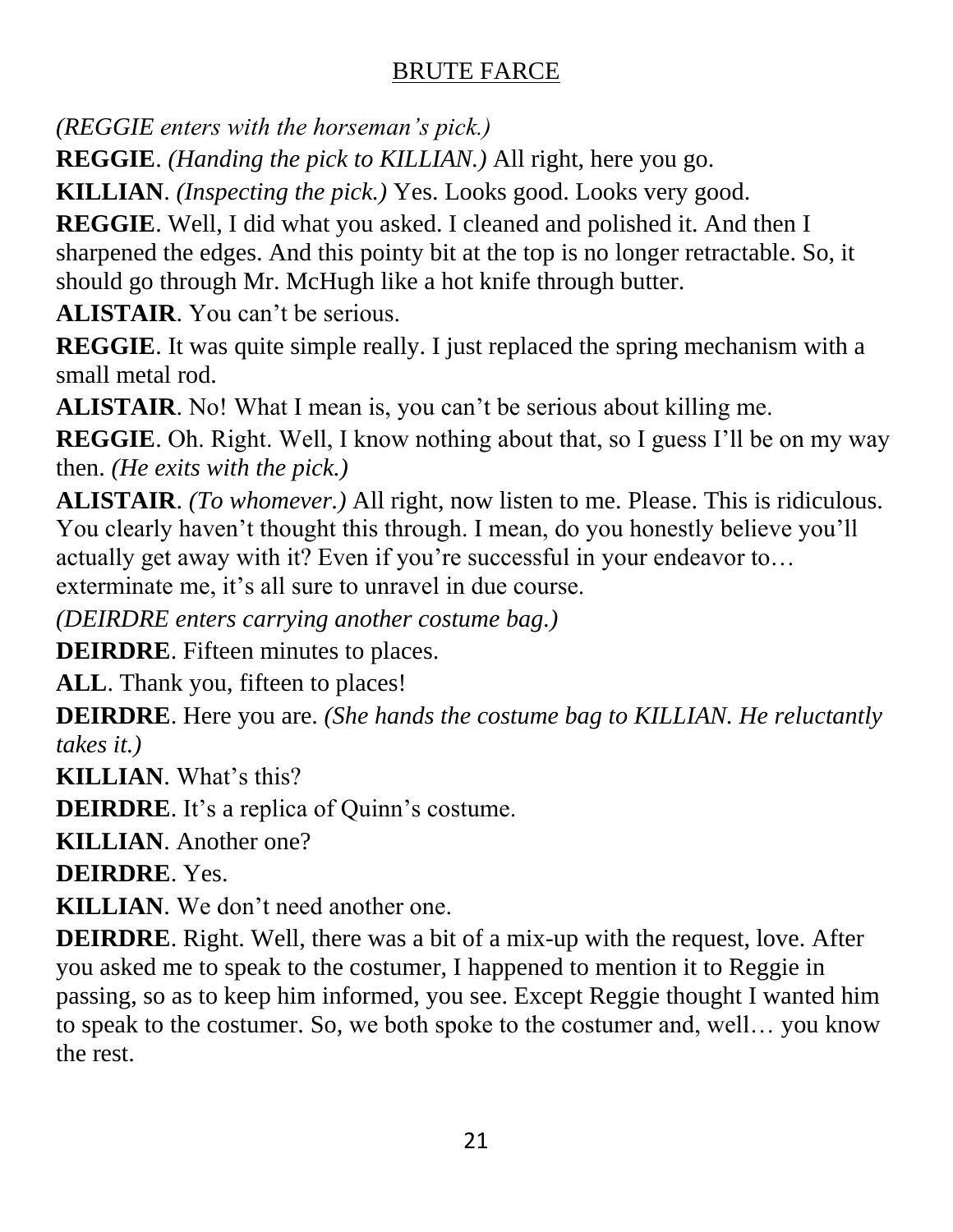*(REGGIE enters with the horseman's pick.)*

**REGGIE**. *(Handing the pick to KILLIAN.)* All right, here you go.

**KILLIAN**. *(Inspecting the pick.)* Yes. Looks good. Looks very good.

**REGGIE**. Well, I did what you asked. I cleaned and polished it. And then I sharpened the edges. And this pointy bit at the top is no longer retractable. So, it should go through Mr. McHugh like a hot knife through butter.

**ALISTAIR**. You can't be serious.

**REGGIE**. It was quite simple really. I just replaced the spring mechanism with a small metal rod.

**ALISTAIR**. No! What I mean is, you can't be serious about killing me.

**REGGIE**. Oh. Right. Well, I know nothing about that, so I guess I'll be on my way then. *(He exits with the pick.)*

**ALISTAIR**. *(To whomever.)* All right, now listen to me. Please. This is ridiculous. You clearly haven't thought this through. I mean, do you honestly believe you'll actually get away with it? Even if you're successful in your endeavor to… exterminate me, it's all sure to unravel in due course.

*(DEIRDRE enters carrying another costume bag.)*

**DEIRDRE**. Fifteen minutes to places.

**ALL**. Thank you, fifteen to places!

**DEIRDRE**. Here you are. *(She hands the costume bag to KILLIAN. He reluctantly takes it.)*

**KILLIAN**. What's this?

**DEIRDRE**. It's a replica of Quinn's costume.

**KILLIAN**. Another one?

**DEIRDRE**. Yes.

**KILLIAN**. We don't need another one.

**DEIRDRE**. Right. Well, there was a bit of a mix-up with the request, love. After you asked me to speak to the costumer, I happened to mention it to Reggie in passing, so as to keep him informed, you see. Except Reggie thought I wanted him to speak to the costumer. So, we both spoke to the costumer and, well… you know the rest.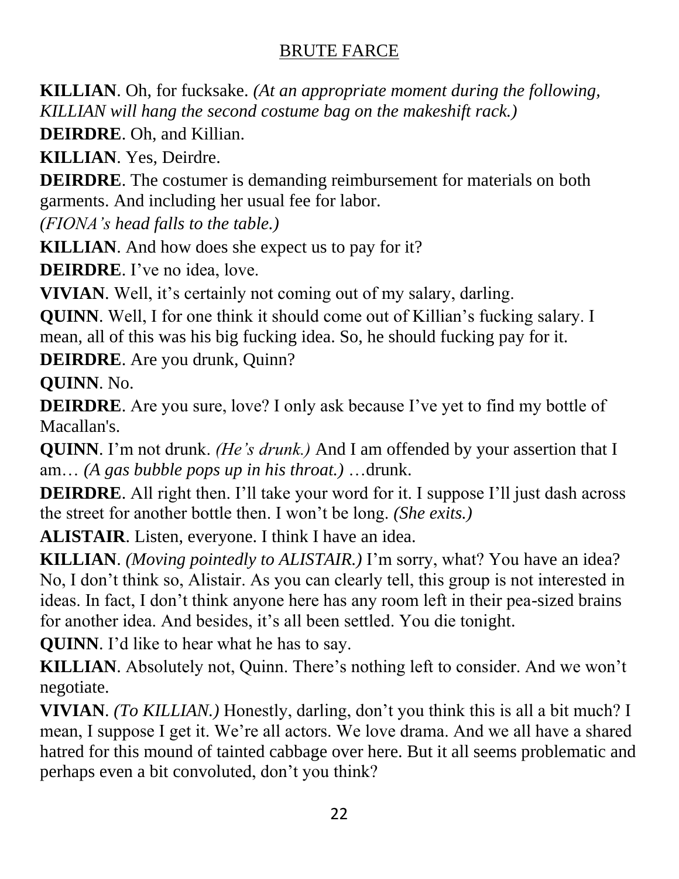**KILLIAN**. Oh, for fucksake. *(At an appropriate moment during the following, KILLIAN will hang the second costume bag on the makeshift rack.)*

**DEIRDRE**. Oh, and Killian.

**KILLIAN**. Yes, Deirdre.

**DEIRDRE**. The costumer is demanding reimbursement for materials on both garments. And including her usual fee for labor.

*(FIONA's head falls to the table.)*

**KILLIAN**. And how does she expect us to pay for it?

**DEIRDRE**. I've no idea, love.

**VIVIAN**. Well, it's certainly not coming out of my salary, darling.

**QUINN**. Well, I for one think it should come out of Killian's fucking salary. I mean, all of this was his big fucking idea. So, he should fucking pay for it.

**DEIRDRE**. Are you drunk, Quinn?

**QUINN**. No.

**DEIRDRE**. Are you sure, love? I only ask because I've yet to find my bottle of Macallan's.

**QUINN**. I'm not drunk. *(He's drunk.)* And I am offended by your assertion that I am… *(A gas bubble pops up in his throat.)* …drunk.

**DEIRDRE**. All right then. I'll take your word for it. I suppose I'll just dash across the street for another bottle then. I won't be long. *(She exits.)*

**ALISTAIR**. Listen, everyone. I think I have an idea.

**KILLIAN**. *(Moving pointedly to ALISTAIR.)* I'm sorry, what? You have an idea? No, I don't think so, Alistair. As you can clearly tell, this group is not interested in ideas. In fact, I don't think anyone here has any room left in their pea-sized brains for another idea. And besides, it's all been settled. You die tonight.

**QUINN**. I'd like to hear what he has to say.

**KILLIAN**. Absolutely not, Quinn. There's nothing left to consider. And we won't negotiate.

**VIVIAN**. *(To KILLIAN.)* Honestly, darling, don't you think this is all a bit much? I mean, I suppose I get it. We're all actors. We love drama. And we all have a shared hatred for this mound of tainted cabbage over here. But it all seems problematic and perhaps even a bit convoluted, don't you think?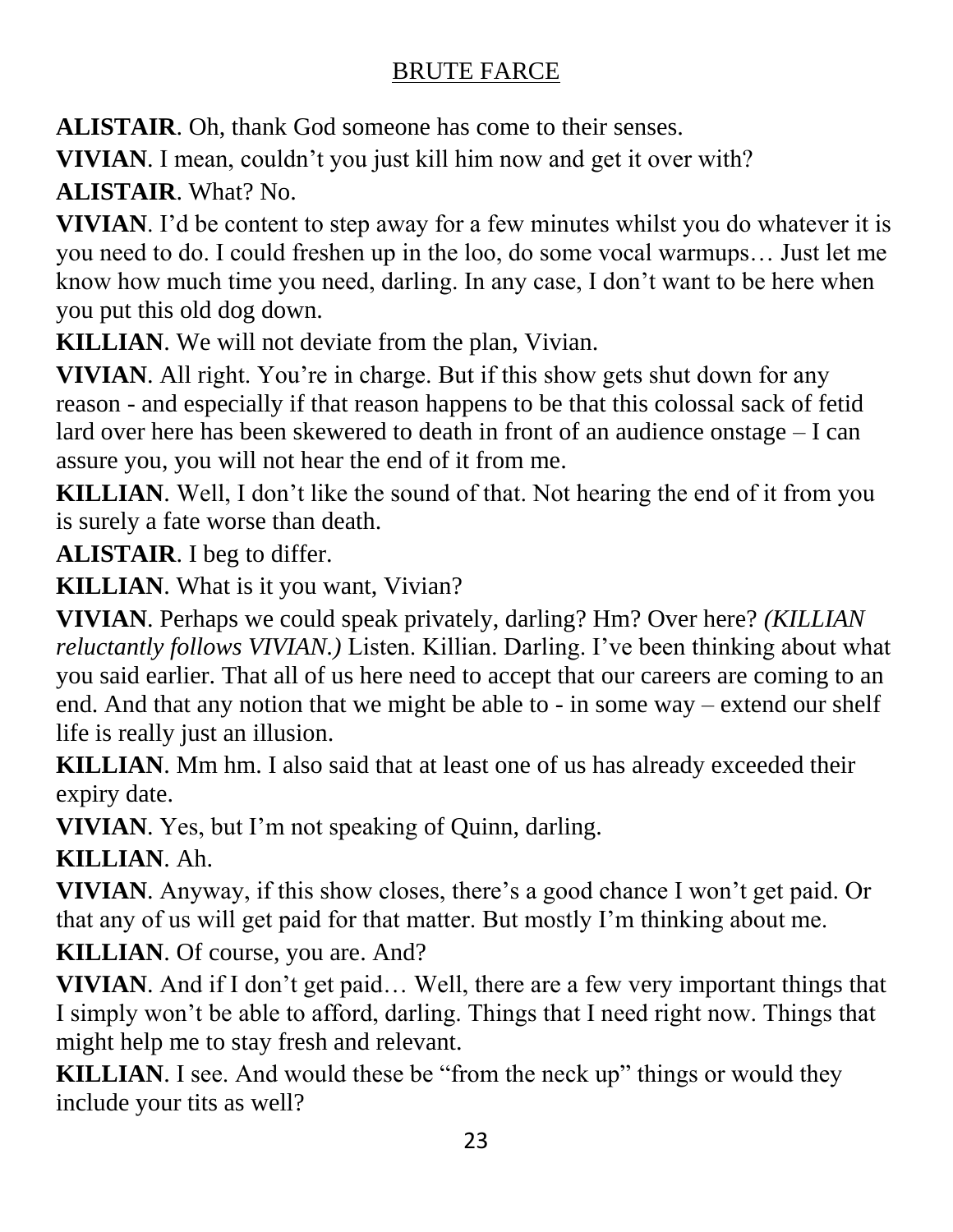**ALISTAIR**. Oh, thank God someone has come to their senses.

**VIVIAN**. I mean, couldn't you just kill him now and get it over with?

**ALISTAIR**. What? No.

**VIVIAN**. I'd be content to step away for a few minutes whilst you do whatever it is you need to do. I could freshen up in the loo, do some vocal warmups… Just let me know how much time you need, darling. In any case, I don't want to be here when you put this old dog down.

**KILLIAN**. We will not deviate from the plan, Vivian.

**VIVIAN**. All right. You're in charge. But if this show gets shut down for any reason - and especially if that reason happens to be that this colossal sack of fetid lard over here has been skewered to death in front of an audience onstage – I can assure you, you will not hear the end of it from me.

**KILLIAN**. Well, I don't like the sound of that. Not hearing the end of it from you is surely a fate worse than death.

**ALISTAIR**. I beg to differ.

**KILLIAN**. What is it you want, Vivian?

**VIVIAN**. Perhaps we could speak privately, darling? Hm? Over here? *(KILLIAN reluctantly follows VIVIAN.)* Listen. Killian. Darling. I've been thinking about what you said earlier. That all of us here need to accept that our careers are coming to an end. And that any notion that we might be able to - in some way – extend our shelf life is really just an illusion.

**KILLIAN**. Mm hm. I also said that at least one of us has already exceeded their expiry date.

**VIVIAN**. Yes, but I'm not speaking of Quinn, darling.

**KILLIAN**. Ah.

**VIVIAN**. Anyway, if this show closes, there's a good chance I won't get paid. Or that any of us will get paid for that matter. But mostly I'm thinking about me.

**KILLIAN**. Of course, you are. And?

**VIVIAN**. And if I don't get paid… Well, there are a few very important things that I simply won't be able to afford, darling. Things that I need right now. Things that might help me to stay fresh and relevant.

**KILLIAN**. I see. And would these be "from the neck up" things or would they include your tits as well?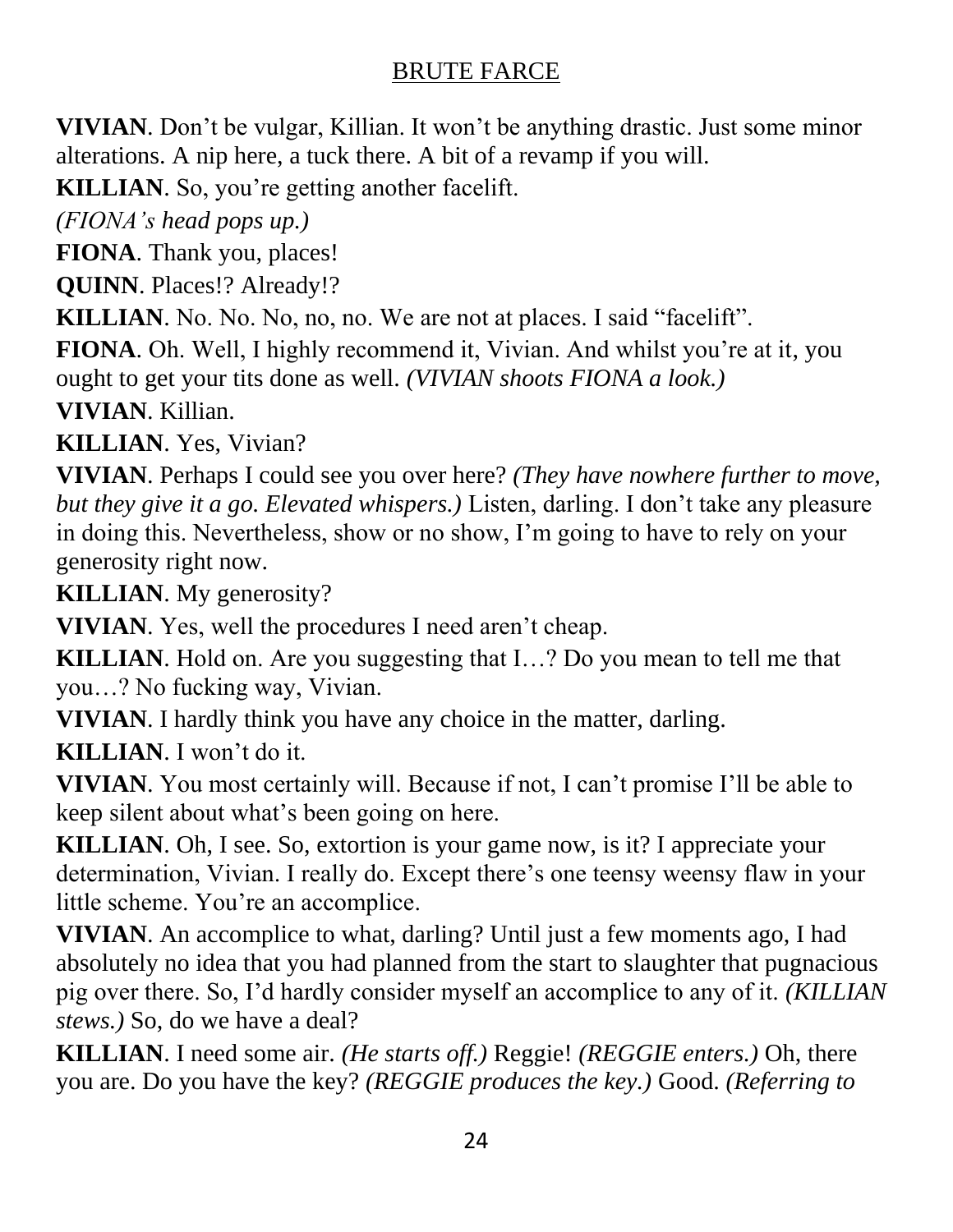**VIVIAN**. Don't be vulgar, Killian. It won't be anything drastic. Just some minor alterations. A nip here, a tuck there. A bit of a revamp if you will.

**KILLIAN**. So, you're getting another facelift.

*(FIONA's head pops up.)*

**FIONA**. Thank you, places!

**QUINN**. Places!? Already!?

**KILLIAN**. No. No. No, no, no. We are not at places. I said "facelift".

**FIONA**. Oh. Well, I highly recommend it, Vivian. And whilst you're at it, you ought to get your tits done as well. *(VIVIAN shoots FIONA a look.)*

**VIVIAN**. Killian.

**KILLIAN**. Yes, Vivian?

**VIVIAN**. Perhaps I could see you over here? *(They have nowhere further to move, but they give it a go. Elevated whispers.)* Listen, darling. I don't take any pleasure in doing this. Nevertheless, show or no show, I'm going to have to rely on your generosity right now.

**KILLIAN**. My generosity?

**VIVIAN**. Yes, well the procedures I need aren't cheap.

**KILLIAN**. Hold on. Are you suggesting that I…? Do you mean to tell me that you…? No fucking way, Vivian.

**VIVIAN**. I hardly think you have any choice in the matter, darling.

**KILLIAN**. I won't do it.

**VIVIAN**. You most certainly will. Because if not, I can't promise I'll be able to keep silent about what's been going on here.

**KILLIAN**. Oh, I see. So, extortion is your game now, is it? I appreciate your determination, Vivian. I really do. Except there's one teensy weensy flaw in your little scheme. You're an accomplice.

**VIVIAN**. An accomplice to what, darling? Until just a few moments ago, I had absolutely no idea that you had planned from the start to slaughter that pugnacious pig over there. So, I'd hardly consider myself an accomplice to any of it. *(KILLIAN stews.)* So, do we have a deal?

**KILLIAN**. I need some air. *(He starts off.)* Reggie! *(REGGIE enters.)* Oh, there you are. Do you have the key? *(REGGIE produces the key.)* Good. *(Referring to*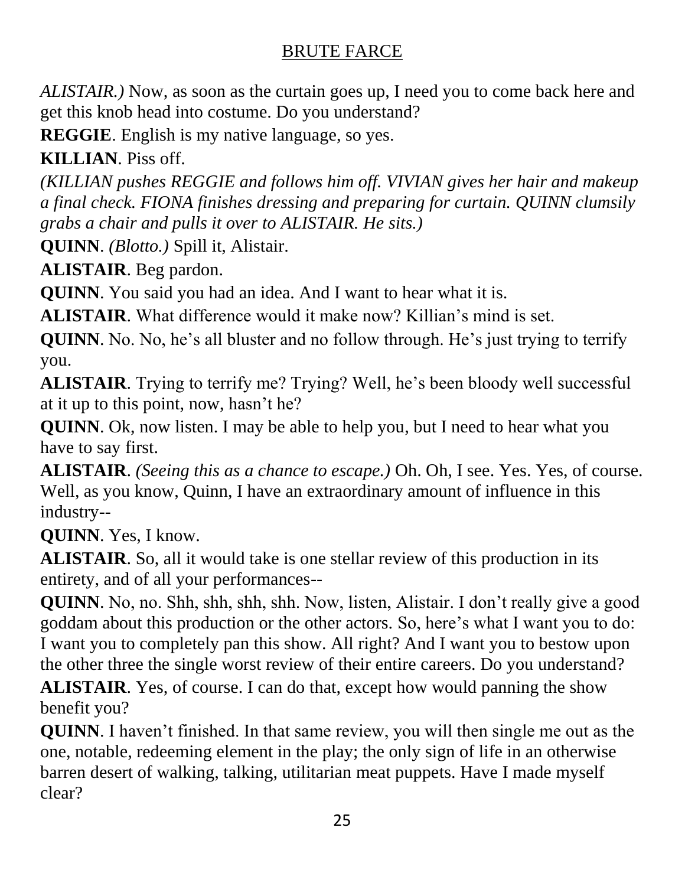*ALISTAIR.)* Now, as soon as the curtain goes up, I need you to come back here and get this knob head into costume. Do you understand?

**REGGIE**. English is my native language, so yes.

**KILLIAN**. Piss off.

*(KILLIAN pushes REGGIE and follows him off. VIVIAN gives her hair and makeup a final check. FIONA finishes dressing and preparing for curtain. QUINN clumsily grabs a chair and pulls it over to ALISTAIR. He sits.)*

**QUINN**. *(Blotto.)* Spill it, Alistair.

**ALISTAIR**. Beg pardon.

**QUINN**. You said you had an idea. And I want to hear what it is.

**ALISTAIR**. What difference would it make now? Killian's mind is set.

**QUINN**. No. No, he's all bluster and no follow through. He's just trying to terrify you.

**ALISTAIR**. Trying to terrify me? Trying? Well, he's been bloody well successful at it up to this point, now, hasn't he?

**QUINN**. Ok, now listen. I may be able to help you, but I need to hear what you have to say first.

**ALISTAIR**. *(Seeing this as a chance to escape.)* Oh. Oh, I see. Yes. Yes, of course. Well, as you know, Quinn, I have an extraordinary amount of influence in this industry--

**QUINN**. Yes, I know.

**ALISTAIR**. So, all it would take is one stellar review of this production in its entirety, and of all your performances--

**QUINN**. No, no. Shh, shh, shh, shh. Now, listen, Alistair. I don't really give a good goddam about this production or the other actors. So, here's what I want you to do: I want you to completely pan this show. All right? And I want you to bestow upon the other three the single worst review of their entire careers. Do you understand?

**ALISTAIR**. Yes, of course. I can do that, except how would panning the show benefit you?

**QUINN**. I haven't finished. In that same review, you will then single me out as the one, notable, redeeming element in the play; the only sign of life in an otherwise barren desert of walking, talking, utilitarian meat puppets. Have I made myself clear?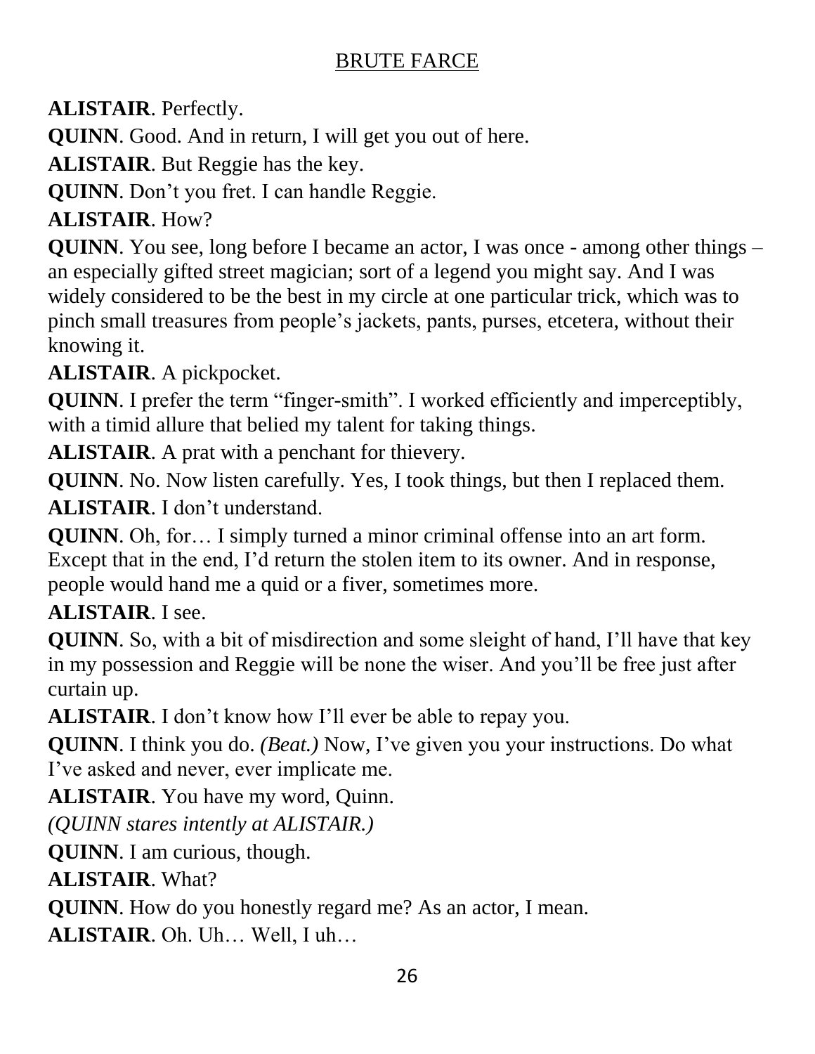**ALISTAIR**. Perfectly.

**QUINN**. Good. And in return, I will get you out of here.

**ALISTAIR**. But Reggie has the key.

**QUINN**. Don't you fret. I can handle Reggie.

**ALISTAIR**. How?

**QUINN**. You see, long before I became an actor, I was once - among other things – an especially gifted street magician; sort of a legend you might say. And I was widely considered to be the best in my circle at one particular trick, which was to pinch small treasures from people's jackets, pants, purses, etcetera, without their knowing it.

**ALISTAIR**. A pickpocket.

**QUINN**. I prefer the term "finger-smith". I worked efficiently and imperceptibly, with a timid allure that belied my talent for taking things.

**ALISTAIR**. A prat with a penchant for thievery.

**QUINN**. No. Now listen carefully. Yes, I took things, but then I replaced them.

**ALISTAIR**. I don't understand.

**QUINN**. Oh, for… I simply turned a minor criminal offense into an art form. Except that in the end, I'd return the stolen item to its owner. And in response, people would hand me a quid or a fiver, sometimes more.

**ALISTAIR**. I see.

**QUINN**. So, with a bit of misdirection and some sleight of hand, I'll have that key in my possession and Reggie will be none the wiser. And you'll be free just after curtain up.

**ALISTAIR**. I don't know how I'll ever be able to repay you.

**QUINN**. I think you do. *(Beat.)* Now, I've given you your instructions. Do what I've asked and never, ever implicate me.

**ALISTAIR**. You have my word, Quinn.

*(QUINN stares intently at ALISTAIR.)*

**QUINN**. I am curious, though.

**ALISTAIR**. What?

**QUINN**. How do you honestly regard me? As an actor, I mean.

**ALISTAIR**. Oh. Uh… Well, I uh…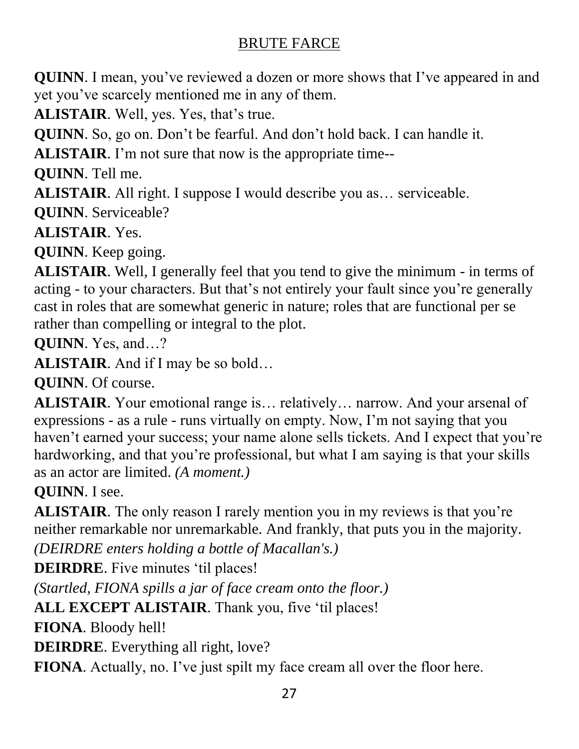**QUINN**. I mean, you've reviewed a dozen or more shows that I've appeared in and yet you've scarcely mentioned me in any of them.

**ALISTAIR**. Well, yes. Yes, that's true.

**QUINN**. So, go on. Don't be fearful. And don't hold back. I can handle it.

**ALISTAIR**. I'm not sure that now is the appropriate time--

**QUINN**. Tell me.

**ALISTAIR**. All right. I suppose I would describe you as… serviceable.

**QUINN**. Serviceable?

**ALISTAIR**. Yes.

**QUINN**. Keep going.

**ALISTAIR**. Well, I generally feel that you tend to give the minimum - in terms of acting - to your characters. But that's not entirely your fault since you're generally cast in roles that are somewhat generic in nature; roles that are functional per se rather than compelling or integral to the plot.

**QUINN**. Yes, and…?

**ALISTAIR**. And if I may be so bold…

**QUINN**. Of course.

**ALISTAIR**. Your emotional range is… relatively… narrow. And your arsenal of expressions - as a rule - runs virtually on empty. Now, I'm not saying that you haven't earned your success; your name alone sells tickets. And I expect that you're hardworking, and that you're professional, but what I am saying is that your skills as an actor are limited. *(A moment.)*

**QUINN**. I see.

**ALISTAIR**. The only reason I rarely mention you in my reviews is that you're neither remarkable nor unremarkable. And frankly, that puts you in the majority.

*(DEIRDRE enters holding a bottle of Macallan's.)*

**DEIRDRE**. Five minutes 'til places!

*(Startled, FIONA spills a jar of face cream onto the floor.)*

**ALL EXCEPT ALISTAIR**. Thank you, five 'til places!

**FIONA**. Bloody hell!

**DEIRDRE**. Everything all right, love?

**FIONA**. Actually, no. I've just spilt my face cream all over the floor here.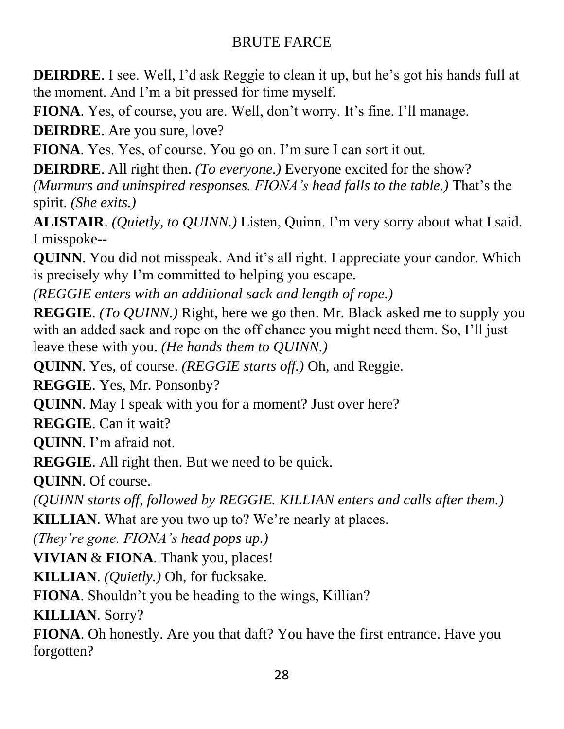**DEIRDRE**. I see. Well, I'd ask Reggie to clean it up, but he's got his hands full at the moment. And I'm a bit pressed for time myself.

**FIONA**. Yes, of course, you are. Well, don't worry. It's fine. I'll manage.

**DEIRDRE**. Are you sure, love?

**FIONA**. Yes. Yes, of course. You go on. I'm sure I can sort it out.

**DEIRDRE**. All right then. *(To everyone.)* Everyone excited for the show? *(Murmurs and uninspired responses. FIONA's head falls to the table.)* That's the spirit. *(She exits.)*

**ALISTAIR**. *(Quietly, to QUINN.)* Listen, Quinn. I'm very sorry about what I said. I misspoke--

**QUINN**. You did not misspeak. And it's all right. I appreciate your candor. Which is precisely why I'm committed to helping you escape.

*(REGGIE enters with an additional sack and length of rope.)*

**REGGIE**. *(To QUINN.)* Right, here we go then. Mr. Black asked me to supply you with an added sack and rope on the off chance you might need them. So, I'll just leave these with you. *(He hands them to QUINN.)*

**QUINN**. Yes, of course. *(REGGIE starts off.)* Oh, and Reggie.

**REGGIE**. Yes, Mr. Ponsonby?

**QUINN**. May I speak with you for a moment? Just over here?

**REGGIE**. Can it wait?

**QUINN**. I'm afraid not.

**REGGIE**. All right then. But we need to be quick.

**QUINN**. Of course.

*(QUINN starts off, followed by REGGIE. KILLIAN enters and calls after them.)*

**KILLIAN**. What are you two up to? We're nearly at places.

*(They're gone. FIONA's head pops up.)*

**VIVIAN** & **FIONA**. Thank you, places!

**KILLIAN**. *(Quietly.)* Oh, for fucksake.

**FIONA**. Shouldn't you be heading to the wings, Killian?

**KILLIAN**. Sorry?

**FIONA**. Oh honestly. Are you that daft? You have the first entrance. Have you forgotten?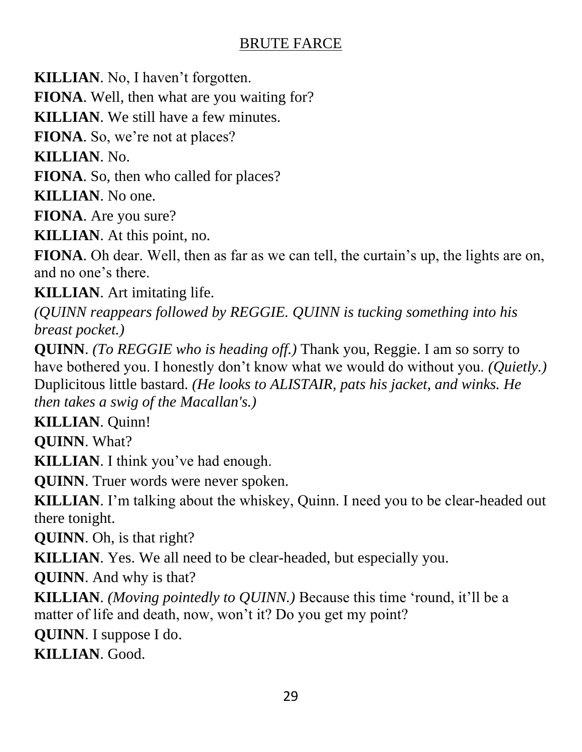**KILLIAN**. No, I haven't forgotten.

**FIONA**. Well, then what are you waiting for?

**KILLIAN**. We still have a few minutes.

**FIONA**. So, we're not at places?

**KILLIAN**. No.

**FIONA**. So, then who called for places?

**KILLIAN**. No one.

**FIONA**. Are you sure?

**KILLIAN**. At this point, no.

**FIONA**. Oh dear. Well, then as far as we can tell, the curtain's up, the lights are on, and no one's there.

**KILLIAN**. Art imitating life.

*(QUINN reappears followed by REGGIE. QUINN is tucking something into his breast pocket.)*

**QUINN**. *(To REGGIE who is heading off.)* Thank you, Reggie. I am so sorry to have bothered you. I honestly don't know what we would do without you. *(Quietly.)* Duplicitous little bastard. *(He looks to ALISTAIR, pats his jacket, and winks. He then takes a swig of the Macallan's.)*

**KILLIAN**. Quinn!

**QUINN**. What?

**KILLIAN**. I think you've had enough.

**QUINN**. Truer words were never spoken.

**KILLIAN**. I'm talking about the whiskey, Quinn. I need you to be clear-headed out there tonight.

**QUINN**. Oh, is that right?

**KILLIAN**. Yes. We all need to be clear-headed, but especially you.

**QUINN**. And why is that?

**KILLIAN**. *(Moving pointedly to QUINN.)* Because this time 'round, it'll be a matter of life and death, now, won't it? Do you get my point?

**QUINN**. I suppose I do.

**KILLIAN**. Good.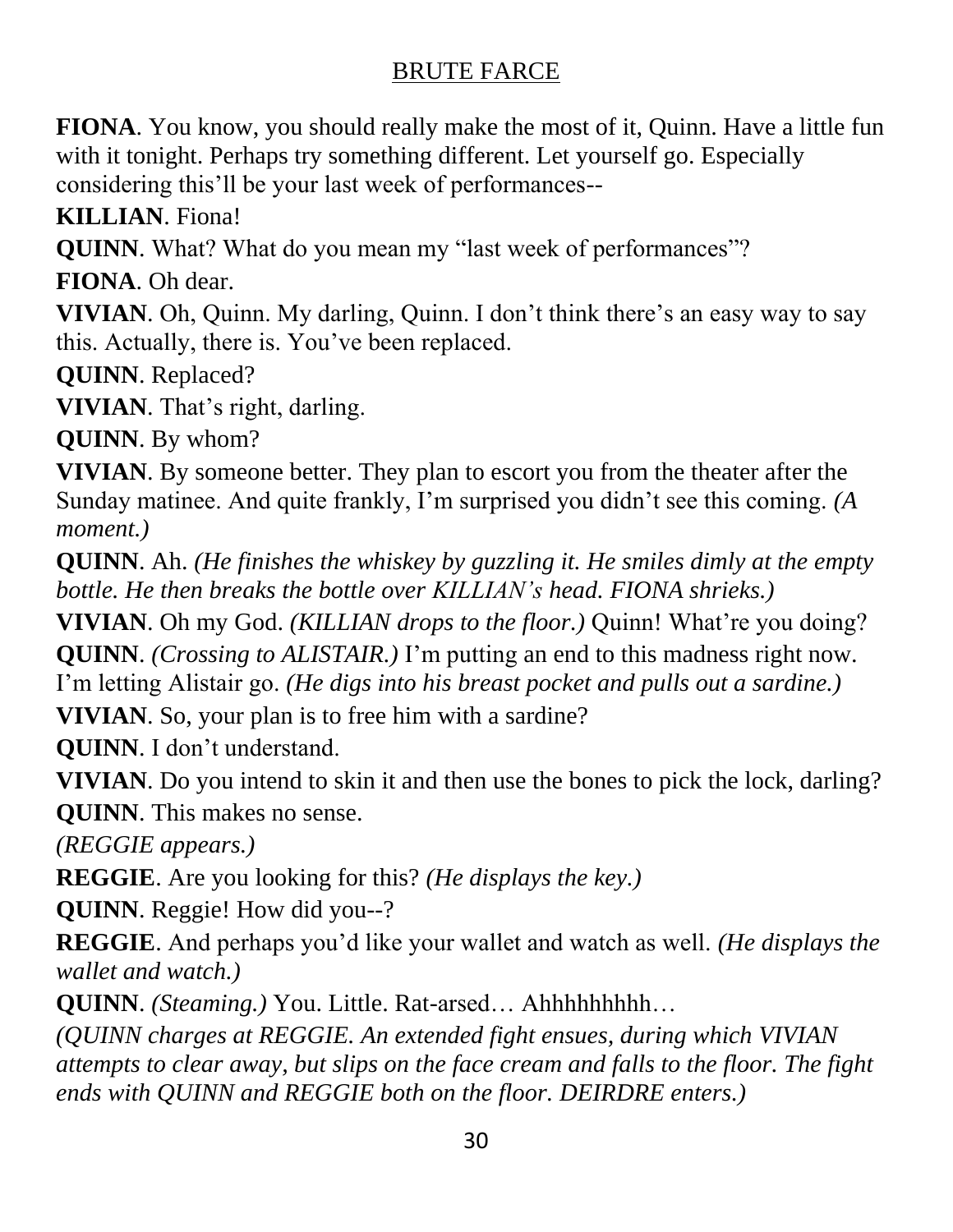**FIONA**. You know, you should really make the most of it, Quinn. Have a little fun with it tonight. Perhaps try something different. Let yourself go. Especially considering this'll be your last week of performances--

**KILLIAN**. Fiona!

**QUINN**. What? What do you mean my "last week of performances"?

**FIONA**. Oh dear.

**VIVIAN**. Oh, Quinn. My darling, Quinn. I don't think there's an easy way to say this. Actually, there is. You've been replaced.

**QUINN**. Replaced?

**VIVIAN**. That's right, darling.

**QUINN**. By whom?

**VIVIAN**. By someone better. They plan to escort you from the theater after the Sunday matinee. And quite frankly, I'm surprised you didn't see this coming. *(A moment.)*

**QUINN**. Ah. *(He finishes the whiskey by guzzling it. He smiles dimly at the empty bottle. He then breaks the bottle over KILLIAN's head. FIONA shrieks.)*

**VIVIAN**. Oh my God. *(KILLIAN drops to the floor.)* Quinn! What're you doing?

**QUINN**. *(Crossing to ALISTAIR.)* I'm putting an end to this madness right now. I'm letting Alistair go. *(He digs into his breast pocket and pulls out a sardine.)*

**VIVIAN**. So, your plan is to free him with a sardine?

**QUINN**. I don't understand.

**VIVIAN**. Do you intend to skin it and then use the bones to pick the lock, darling?

**QUINN**. This makes no sense.

*(REGGIE appears.)*

**REGGIE**. Are you looking for this? *(He displays the key.)*

**QUINN**. Reggie! How did you--?

**REGGIE**. And perhaps you'd like your wallet and watch as well. *(He displays the wallet and watch.)*

**QUINN**. *(Steaming.)* You. Little. Rat-arsed… Ahhhhhhhhh…

*(QUINN charges at REGGIE. An extended fight ensues, during which VIVIAN attempts to clear away, but slips on the face cream and falls to the floor. The fight ends with QUINN and REGGIE both on the floor. DEIRDRE enters.)*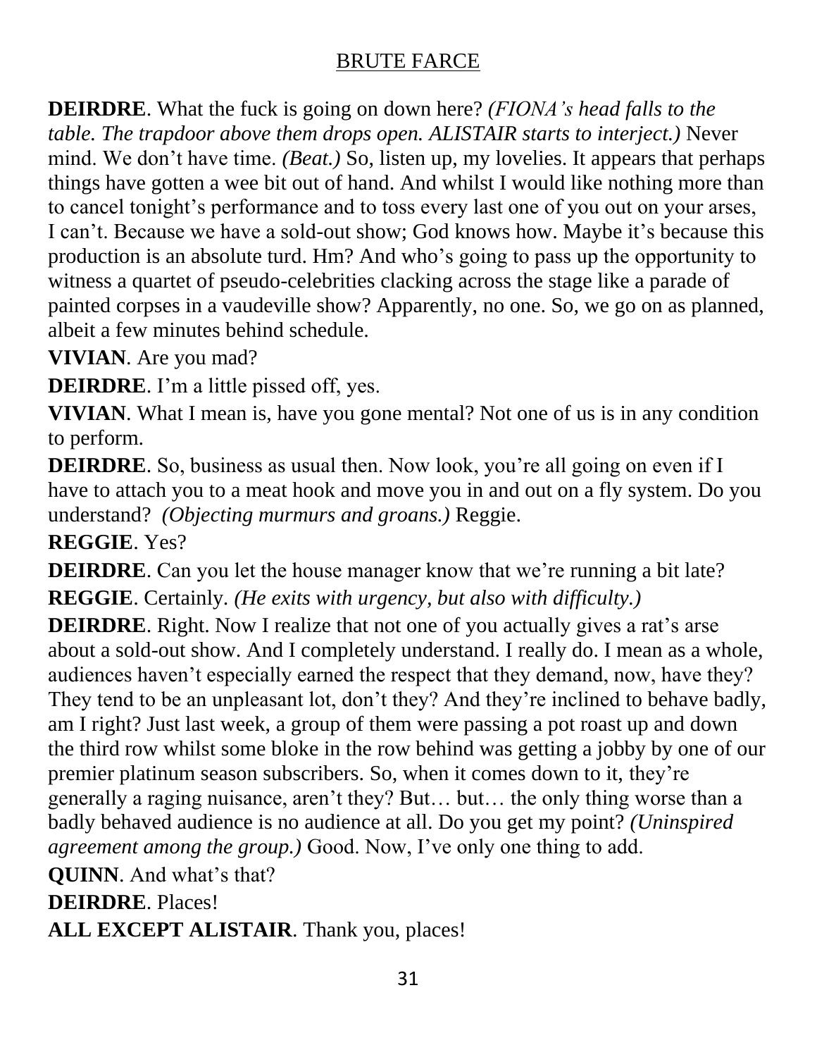**DEIRDRE**. What the fuck is going on down here? *(FIONA's head falls to the table. The trapdoor above them drops open. ALISTAIR starts to interject.)* Never mind. We don't have time. *(Beat.)* So, listen up, my lovelies. It appears that perhaps things have gotten a wee bit out of hand. And whilst I would like nothing more than to cancel tonight's performance and to toss every last one of you out on your arses, I can't. Because we have a sold-out show; God knows how. Maybe it's because this production is an absolute turd. Hm? And who's going to pass up the opportunity to witness a quartet of pseudo-celebrities clacking across the stage like a parade of painted corpses in a vaudeville show? Apparently, no one. So, we go on as planned, albeit a few minutes behind schedule.

**VIVIAN**. Are you mad?

**DEIRDRE**. I'm a little pissed off, yes.

**VIVIAN**. What I mean is, have you gone mental? Not one of us is in any condition to perform.

**DEIRDRE**. So, business as usual then. Now look, you're all going on even if I have to attach you to a meat hook and move you in and out on a fly system. Do you understand? *(Objecting murmurs and groans.)* Reggie.

**REGGIE**. Yes?

**DEIRDRE**. Can you let the house manager know that we're running a bit late?

**REGGIE**. Certainly. *(He exits with urgency, but also with difficulty.)*

**DEIRDRE**. Right. Now I realize that not one of you actually gives a rat's arse about a sold-out show. And I completely understand. I really do. I mean as a whole, audiences haven't especially earned the respect that they demand, now, have they? They tend to be an unpleasant lot, don't they? And they're inclined to behave badly, am I right? Just last week, a group of them were passing a pot roast up and down the third row whilst some bloke in the row behind was getting a jobby by one of our premier platinum season subscribers. So, when it comes down to it, they're generally a raging nuisance, aren't they? But… but… the only thing worse than a badly behaved audience is no audience at all. Do you get my point? *(Uninspired agreement among the group.)* Good. Now, I've only one thing to add.

**QUINN**. And what's that?

**DEIRDRE**. Places!

**ALL EXCEPT ALISTAIR**. Thank you, places!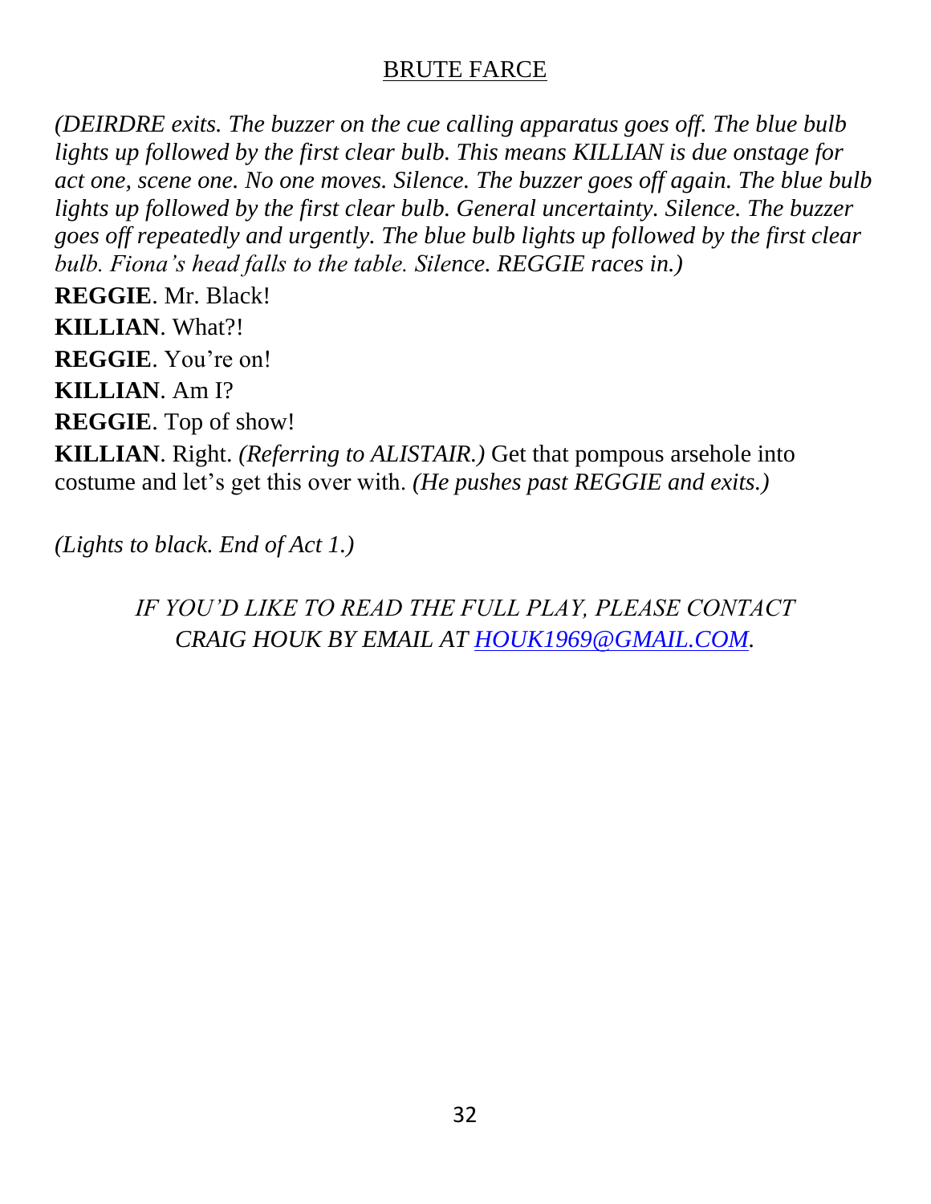*(DEIRDRE exits. The buzzer on the cue calling apparatus goes off. The blue bulb lights up followed by the first clear bulb. This means KILLIAN is due onstage for act one, scene one. No one moves. Silence. The buzzer goes off again. The blue bulb lights up followed by the first clear bulb. General uncertainty. Silence. The buzzer goes off repeatedly and urgently. The blue bulb lights up followed by the first clear bulb. Fiona's head falls to the table. Silence. REGGIE races in.)*

**REGGIE**. Mr. Black!

**KILLIAN**. What?!

**REGGIE**. You're on!

**KILLIAN**. Am I?

**REGGIE**. Top of show!

**KILLIAN**. Right. *(Referring to ALISTAIR.)* Get that pompous arsehole into costume and let's get this over with. *(He pushes past REGGIE and exits.)*

*(Lights to black. End of Act 1.)*

*IF YOU'D LIKE TO READ THE FULL PLAY, PLEASE CONTACT CRAIG HOUK BY EMAIL AT [HOUK1969@GMAIL.COM](mailto:HOUK1969@GMAIL.COM).*